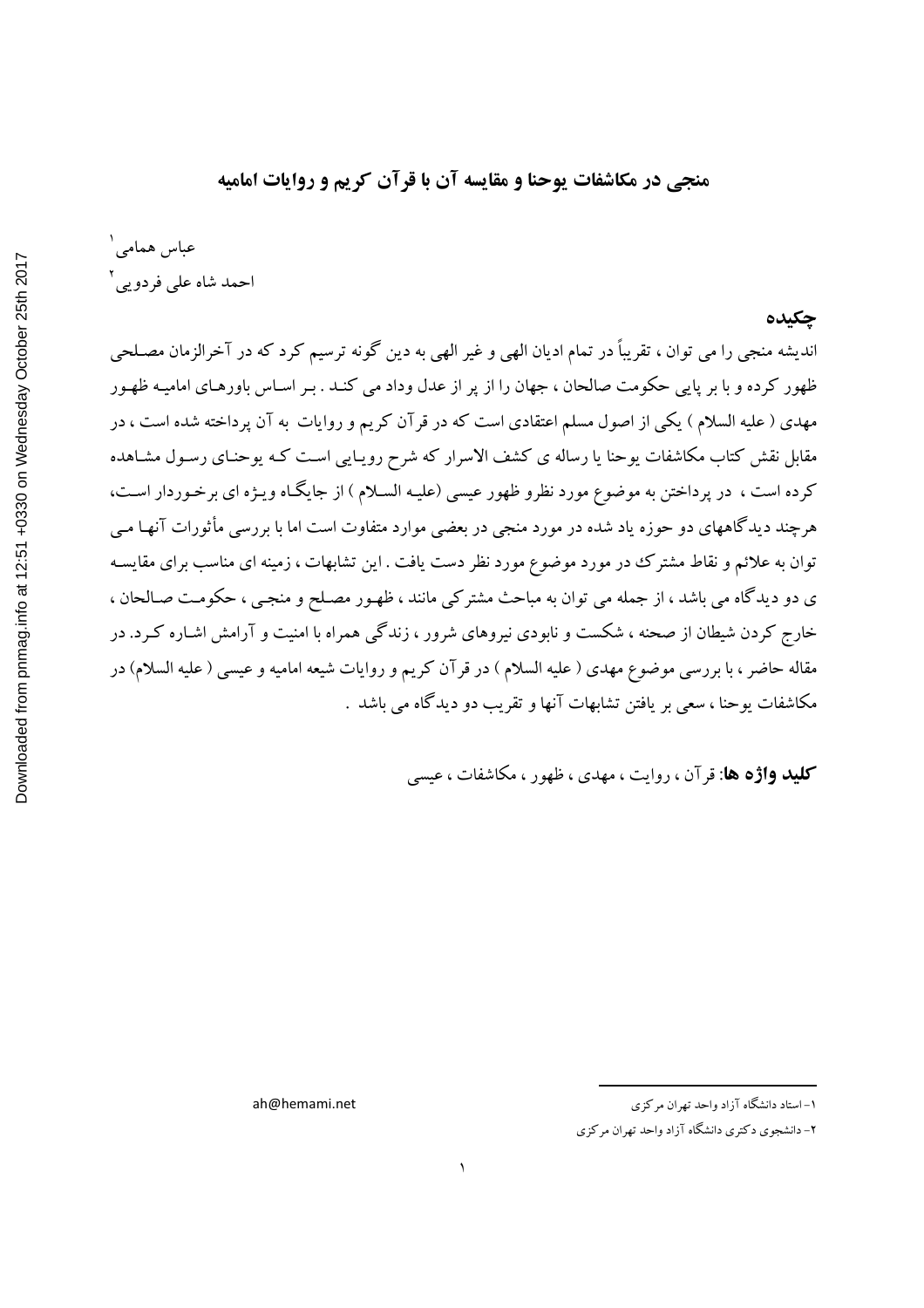# منجی در مکاشفات یوحنا و مقایسه آن با قرآن کریم و روایات امامیه

عباس همامی[1]

احمد شاه علی فردویی[2]

## چکیده

اندیشه منجی را می توان ، تقریباً در تمام ادیان الهی و غیر الهی به دین گونه ترسیم کرد که در آخرالزمان مصلحی ظهور کرده و با بر پایی حکومت صالحان ، جهان را از پر از عدل وداد می کند . بر اساس باورهای امامیه ظهور مهدی ( علیه السلام ) یکی از اصول مسلم اعتقادی است که در قرآن کریم و روایات به آن پرداخته شده است ، در مقابل نقش کتاب مکاشفات یوحنا یا رساله ی کشف الاسرار که شرح رویایی است که یوحنای رسول مشاهده کرده است ، در پرداختن به موضوع مورد نظرو ظهور عیسی (علیه السلام ) از جایگاه ویژه ای برخوردار است، هرچند دیدگاههای دو حوزه یاد شده در بعضی موارد در مورد منجی متفاوت است اما با بررسی مأثورات آنها می توان به علائم و نقاط مشترک در مورد موضوع مورد نظر دست یافت . این تشابهات ، زمینه ای مناسب برای مقایسه ی دو دیدگاه می باشد ، از جمله می توان به مباحث مشترکی مانند ، ظهور مصلح و منجی ، حکومت صالحان ، خارج کردن شیطان از صحنه ، شکست و نابودی نیروهای شرور ، زندگی همراه با امنیت و آرامش اشاره کرد. در مقاله حاضر ، با بررسی موضوع مهدی ( علیه السلام ) در قرآن کریم و روایات شیعه امامیه و عیسی ( علیه السلام) در مکاشفات یوحنا ، سعی بر یافتن تشابهات آنها و تقریب دو دیدگاه می باشد .

**کلید واژه ها**: قرآن ، روایت ، مهدی ، ظهور ، مکاشفات ، عیسی

---

[1]- استاد دانشگاه آزاد واحد تهران مرکزی ah@hemami.net

[2]- دانشجوی دکتری دانشگاه آزاد واحد تهران مرکزی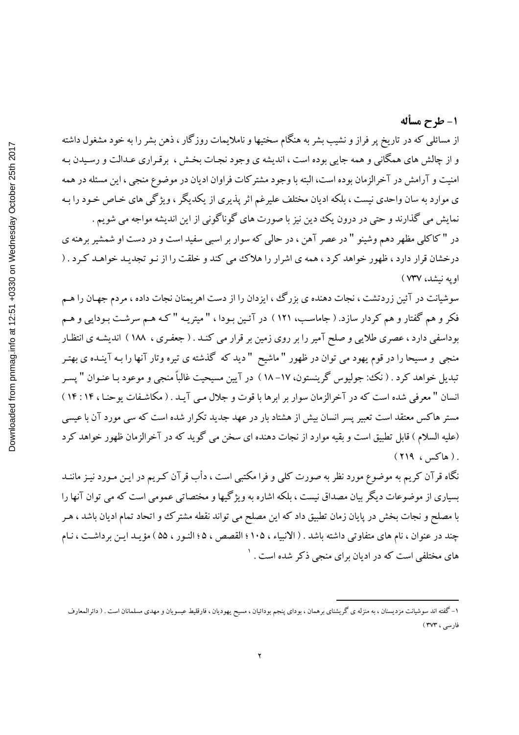## ۱- طرح مسأله

از مسائلی که در تاریخ پر فراز و نشیب بشر به هنگام سختیها و ناملایمات روزگار ، ذهن بشر را به خود مشغول داشته و از چالش های همگانی و همه جایی بوده است ، اندیشه ی وجود نجات بخش ، برقراری عدالت و رسیدن به امنیت و آرامش در آخرالزمان بوده است، البته با وجود مشترکات فراوان ادیان در موضوع منجی ، این مسئله در همه ی موارد به سان واحدی نیست ، بلکه ادیان مختلف علیرغم اثر پذیری از یکدیگر ، ویژگی های خاص خود را به نمایش می گذارند و حتی در درون یک دین نیز با صورت های گوناگونی از این اندیشه مواجه می شویم .

در " کاکلی مظهر دهم وشینو " در عصر آهن ، در حالی که سوار بر اسبی سفید است و در دست او شمشیر برهنه ی درخشان قرار دارد ، ظهور خواهد کرد ، همه ی اشرار را هلاک می کند و خلقت را از نو تجدید خواهد کرد . ( اوپه نیشد، ۷۳۷ )

سوشیانت در آئین زردتشت ، نجات دهنده ی بزرگ ، ایزدان را از دست اهریمنان نجات داده ، مردم جهان را هم فکر و هم گفتار و هم کردار سازد. ( جاماسب، ۱۲۱ ) در آئین بودا ، " میتریه " که هم سرشت بودایی و هم بوداسفی دارد ، عصری طلایی و صلح آمیز را بر روی زمین بر قرار می کند . ( جعفری ، ۱۸۸ ) اندیشه ی انتظار منجی و مسیحا را در قوم یهود می توان در ظهور " ماشیح " دید که گذشته ی تیره وتار آنها را به آینده ی بهتر تبدیل خواهد کرد . ( نک: جولیوس گرینستون، ۱۷- ۱۸ ) در آیین مسیحیت غالباً منجی و موعود با عنوان " پسر انسان " معرفی شده است که در آخرالزمان سوار بر ابرها با قوت و جلال می آید . ( مکاشفات یوحنا ، ۱۴ : ۱۴ ) مستر هاکس معتقد است تعبیر پسر انسان بیش از هشتاد بار در عهد جدید تکرار شده است که سی مورد آن با عیسی (علیه السلام ) قابل تطبیق است و بقیه موارد از نجات دهنده ای سخن می گوید که در آخرالزمان ظهور خواهد کرد . ( هاکس ، ۲۱۹ )

نگاه قرآن کریم به موضوع مورد نظر به صورت کلی و فرا مکتبی است ، دأب قرآن کریم در این مورد نیز مانند بسیاری از موضوعات دیگر بیان مصداق نیست ، بلکه اشاره به ویژگیها و مختصاتی عمومی است که می توان آنها را با مصلح و نجات بخش در پایان زمان تطبیق داد که این مصلح می تواند نقطه مشترک و اتحاد تمام ادیان باشد ، هر چند در عنوان ، نام های متفاوتی داشته باشد . ( الانبیاء ، ۱۰۵ ؛ القصص ، ۵ ؛ النور ، ۵۵ ) مؤید این برداشت ، نام های مختلفی است که در ادیان برای منجی ذکر شده است .[۱]

---

۱- گفته اند سوشیانت مزدیسنان ، به منزله ی گریشنای برهمان ، بودای پنجم بودائیان ، مسیح یهودیان ، فارقلیط عیسویان و مهدی مسلمانان است . ( دائرالمعارف فارسی ، ۳۷۳ )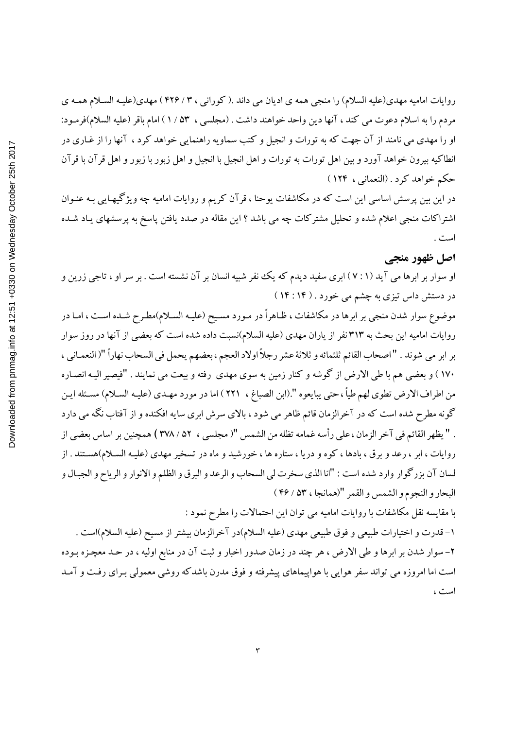روایات امامیه مهدی(علیه السلام) را منجی همه ی ادیان می داند .( کورانی ، ۳ / ۴۲۶ ) مهدی(علیـه السـلام همـه ی مردم را به اسلام دعوت می کند ، آنها دین واحد خواهند داشت . (مجلسی ، ۵۳ / ۱ ) امام باقر (علیه السلام)فرمـود: او را مهدی می نامند از آن جهت که به تورات و انجیل و کتب سماویه راهنمایی خواهد کرد ، آنها را از غـاری در انطاکیه بیرون خواهد آورد و بین اهل تورات به تورات و اهل انجیل با انجیل و اهل زبور با زبور و اهل قرآن با قرآن حکم خواهد کرد . (النعمانی ، ۱۲۴ )

در این بین پرسش اساسی این است که در مکاشفات یوحنا ، قرآن کریم و روایات امامیه چه ویژگیهـایی بـه عنـوان اشتراکات منجی اعلام شده و تحلیل مشترکات چه می باشد ؟ این مقاله در صدد یافتن پاسخ به پرسشهای یاد شـده است .

## اصل ظهور منجی

او سوار بر ابرها می آید (۱ : ۷ ) ابری سفید دیدم که یک نفر شبیه انسان بر آن نشسته است . بر سر او ، تاجی زرین و در دستش داس تیزی به چشم می خورد . ( ۱۴ : ۱۴ )

موضوع سوار شدن منجی بر ابرها در مکاشفات ، ظـاهراً در مـورد مسیح (علیـه السـلام)مطـرح شـده اسـت ، امـا در روایات امامیه این بحث به ۳۱۳ نفر از یاران مهدی (علیه السلام)نسبت داده شده است که بعضی از آنها در روز سوار بر ابر می شوند . "اصحاب القائم ثلثمائه و ثلاثة عشر رجلاً اولاد العجم ، بعضهم یحمل فی السحاب نهاراً "( النعمـانی ، ۱۷۰ ) و بعضی هم با طی الارض از گوشه و کنار زمین به سوی مهدی رفته و بیعت می نمایند . "فیصیر الیـه انصـاره من اطراف الارض تطوی لهم طیاً ، حتی یبایعوه ".(ابن الصباغ ، ۲۲۱ ) اما در مورد مهـدی (علیـه السـلام) مسـئله ایـن گونه مطرح شده است که در آخرالزمان قائم ظاهر می شود ، بالای سرش ابری سایه افکنده و از آفتاب نگه می دارد . " یظهر القائم فی آخر الزمان ، علی رأسه غمامه تظله من الشمس "( مجلسی ، ۵۲ / ۳۷۸ ) همچنین بر اساس بعضی از روایات ، ابر ، رعد و برق ، بادها ، کوه و دریا ، ستاره ها ، خورشید و ماه در تسخیر مهدی (علیـه السـلام)هسـتند . از لسان آن بزرگوار وارد شده است : "انا الذی سخرت لی السحاب و الرعد و البرق و الظلم و الانوار و الریاح و الجبـال و البحار و النجوم و الشمس و القمر "(همانجا ، ۵۳ / ۴۶ )

با مقایسه نقل مکاشفات با روایات امامیه می توان این احتمالات را مطرح نمود :

۱- قدرت و اختیارات طبیعی و فوق طبیعی مهدی (علیه السلام)در آخرالزمان بیشتر از مسیح (علیه السلام)است .

۲- سوار شدن بر ابرها و طی الارض ، هر چند در زمان صدور اخبار و ثبت آن در منابع اولیه ، در حـد معجـزه بـوده است اما امروزه می تواند سفر هوایی با هواپیماهای پیشرفته و فوق مدرن باشدکه روشی معمولی بـرای رفـت و آمـد است ،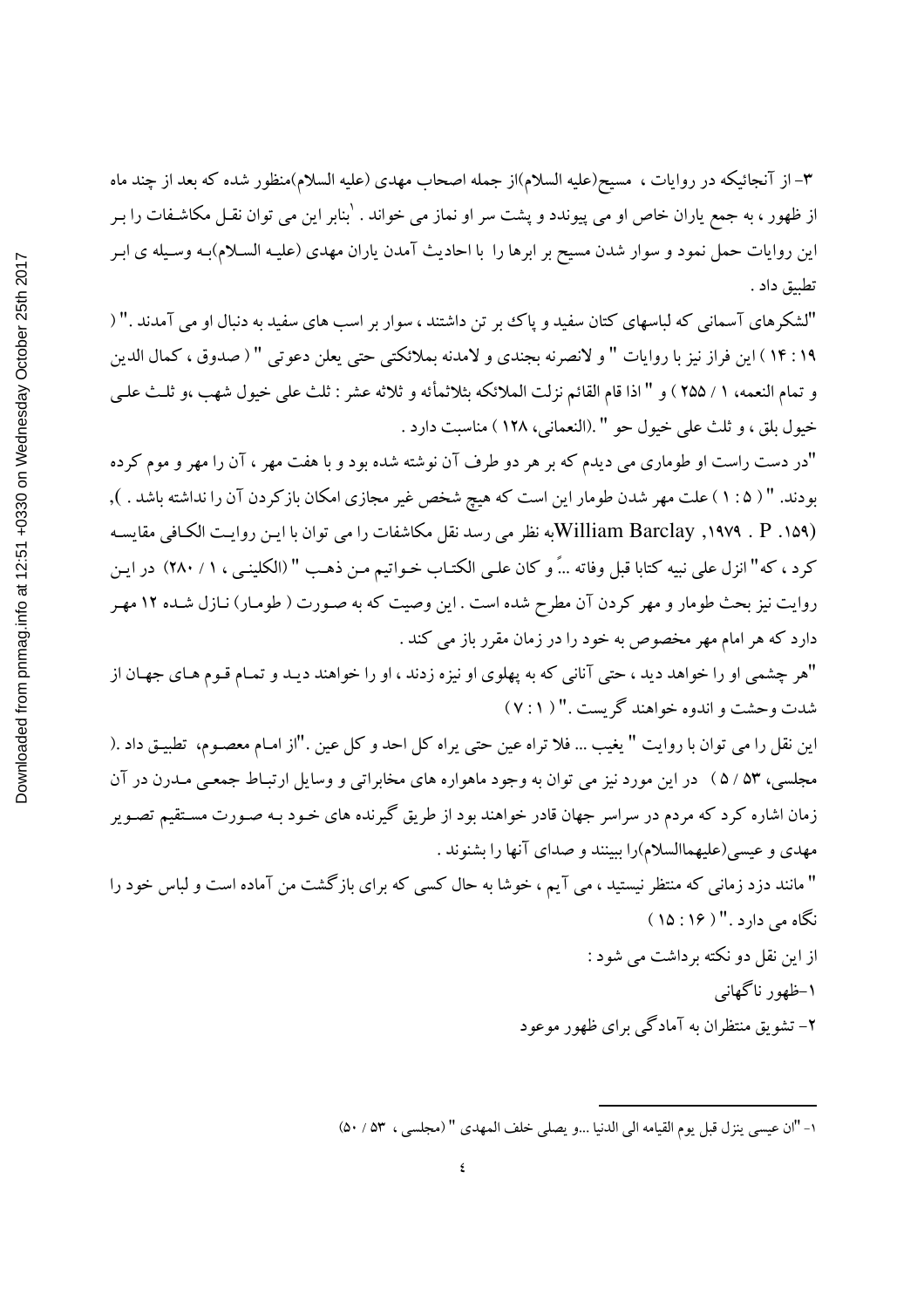۳- از آنجائیکه در روایات ، مسیح(علیه السلام)از جمله اصحاب مهدی (علیه السلام)منظور شده که بعد از چند ماه از ظهور ، به جمع یاران خاص او می پیوندد و پشت سر او نماز می خواند .[۱] بنابر این می توان نقل مکاشفات را بر این روایات حمل نمود و سوار شدن مسیح بر ابرها را با احادیث آمدن یاران مهدی (علیه السلام)به وسیله ی ابر تطبیق داد .

"لشکرهای آسمانی که لباسهای کتان سفید و پاک بر تن داشتند ، سوار بر اسب های سفید به دنبال او می آمدند ." ( ۱۹ : ۱۴ ) این فراز نیز با روایات " و لانصرنه بجندی و لامدنه بملائکتی حتی یعلن دعوتی " ( صدوق ، کمال الدین و تمام النعمه، ۱ / ۲۵۵ ) و " اذا قام القائم نزلت الملائکه بثلاثمأئه و ثلاثه عشر : ثلث علی خیول شهب ،و ثلث علی خیول بلق ، و ثلث علی خیول حو " .(النعمانی، ۱۲۸ ) مناسبت دارد .

"در دست راست او طوماری می دیدم که بر هر دو طرف آن نوشته شده بود و با هفت مهر ، آن را مهر و موم کرده بودند. " ( ۵ : ۱ ) علت مهر شدن طومار این است که هیچ شخص غیر مجازی امکان بازکردن آن را نداشته باشد . ), (William Barclay ,۱۹۷۹ . P .۱۵۹)به نظر می رسد نقل مکاشفات را می توان با این روایت الکافی مقایسه کرد ، که" انزل علی نبیه کتابا قبل وفاته ...ً و کان علی الکتاب خواتیم من ذهب " (الکلینی ، ۱ / ۲۸۰) در این روایت نیز بحث طومار و مهر کردن آن مطرح شده است . این وصیت که به صورت ( طومار) نازل شده ۱۲ مهر دارد که هر امام مهر مخصوص به خود را در زمان مقرر باز می کند .

"هر چشمی او را خواهد دید ، حتی آنانی که به پهلوی او نیزه زدند ، او را خواهند دید و تمام قوم های جهان از شدت وحشت و اندوه خواهند گریست ." ( ۱ : ۷ )

این نقل را می توان با روایت " یغیب ... فلا تراه عین حتی یراه کل احد و کل عین ."از امام معصوم، تطبیق داد .( مجلسی، ۵۳ / ۵ ) در این مورد نیز می توان به وجود ماهواره های مخابراتی و وسایل ارتباط جمعی مدرن در آن زمان اشاره کرد که مردم در سراسر جهان قادر خواهند بود از طریق گیرنده های خود به صورت مستقیم تصویر مهدی و عیسی(علیهماالسلام)را ببینند و صدای آنها را بشنوند .

" مانند دزد زمانی که منتظر نیستید ، می آیم ، خوشا به حال کسی که برای بازگشت من آماده است و لباس خود را نگاه می دارد ." ( ۱۶ : ۱۵ )

از این نقل دو نکته برداشت می شود :

۱-ظهور ناگهانی

۲- تشویق منتظران به آمادگی برای ظهور موعود

---

۱- "ان عیسی ینزل قبل یوم القیامه الی الدنیا ...و یصلی خلف المهدی " (مجلسی ، ۵۳ / ۵۰)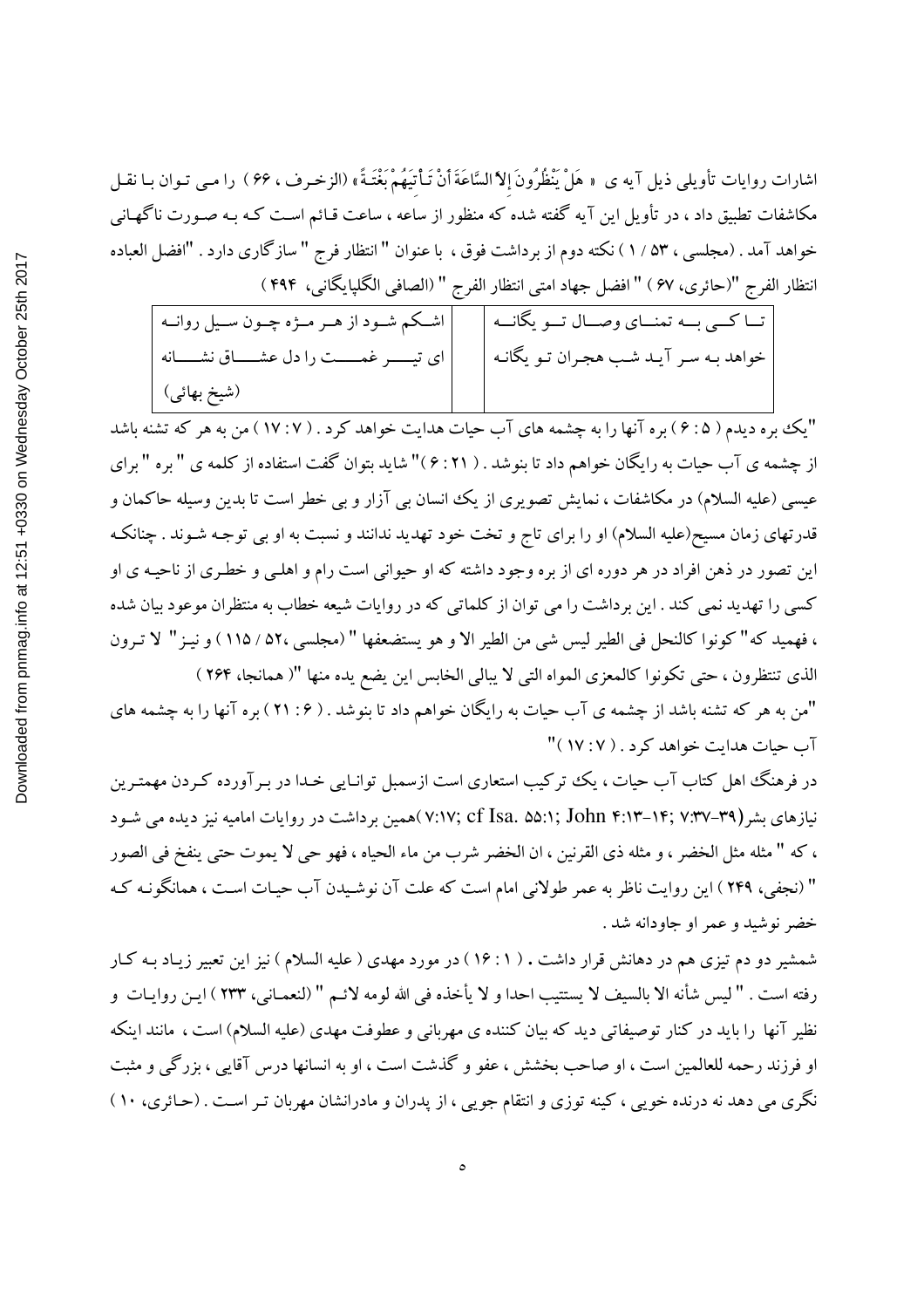اشارات روایات تأویلی ذیل آیه ی « هَلْ يَنْظُرُونَ إِلاَّ السَّاعَةَ أَنْ تَأْتِيَهُمْ بَغْتَةً » (الزخرف ، ۶۶ ) را می توان با نقل مکاشفات تطبیق داد ، در تأویل این آیه گفته شده که منظور از ساعه ، ساعت قائم است که به صورت ناگهانی خواهد آمد . (مجلسی ، ۵۳ / ۱ ) نکته دوم از برداشت فوق ، با عنوان " انتظار فرج " سازگاری دارد . "افضل العباده انتظار الفرج "(حائری، ۶۷ ) " افضل جهاد امتی انتظار الفرج " (الصافی الگلپایگانی، ۴۹۴ )

| تا کی به تمنای وصال تو یگانه | | اشکم شود از هر مژه چون سیل روانه |
|---|---|---|
| خواهد به سر آید شب هجران تو یگانه | | ای تیر غمت را دل عشاق نشانه |
| | | (شیخ بهائی) |

"یک بره دیدم ( ۵ : ۶ ) بره آنها را به چشمه های آب حیات هدایت خواهد کرد . ( ۷ : ۱۷ ) من به هر که تشنه باشد از چشمه ی آب حیات به رایگان خواهم داد تا بنوشد . ( ۲۱ : ۶ )" شاید بتوان گفت استفاده از کلمه ی " بره " برای عیسی (علیه السلام) در مکاشفات ، نمایش تصویری از یک انسان بی آزار و بی خطر است تا بدین وسیله حاکمان و قدرتهای زمان مسیح(علیه السلام) او را برای تاج و تخت خود تهدید ندانند و نسبت به او بی توجه شوند . چنانکه این تصور در ذهن افراد در هر دوره ای از بره وجود داشته که او حیوانی است رام و اهلی و خطری از ناحیه ی او کسی را تهدید نمی کند . این برداشت را می توان از کلماتی که در روایات شیعه خطاب به منتظران موعود بیان شده ، فهمید که" کونوا کالنحل فی الطیر لیس شی من الطیر الا و هو یستضعفها " (مجلسی ،۵۲ / ۱۱۵ ) و نیز" لا ترون الذی تنتظرون ، حتی تکونوا کالمعزی المواه التی لا یبالی الخابس این یضع یده منها "( همانجا، ۲۶۴ )

"من به هر که تشنه باشد از چشمه ی آب حیات به رایگان خواهم داد تا بنوشد . ( ۶ : ۲۱ ) بره آنها را به چشمه های آب حیات هدایت خواهد کرد . ( ۷ : ۱۷ )"

در فرهنگ اهل کتاب آب حیات ، یک ترکیب استعاری است ازسمبل توانایی خدا در برآورده کردن مهمترین نیازهای بشر(۷:۱۷; cf Isa. ۵۵:۱; John ۴:۱۳-۱۴; ۷:۳۷-۳۹ )همین برداشت در روایات امامیه نیز دیده می شود ، که " مثله مثل الخضر ، و مثله ذی القرنین ، ان الخضر شرب من ماء الحیاه ، فهو حی لا یموت حتی ینفخ فی الصور " (نجفی، ۲۴۹ ) این روایت ناظر به عمر طولانی امام است که علت آن نوشیدن آب حیات است ، همانگونه که خضر نوشید و عمر او جاودانه شد .

شمشیر دو دم تیزی هم در دهانش قرار داشت . ( ۱ : ۱۶ ) در مورد مهدی ( علیه السلام ) نیز این تعبیر زیاد به کار رفته است . " لیس شأنه الا بالسیف لا یستتیب احدا و لا یأخذه فی الله لومه لائم " (لنعمانی، ۲۳۳ ) این روایات و نظیر آنها را باید در کنار توصیفاتی دید که بیان کننده ی مهربانی و عطوفت مهدی (علیه السلام) است ، مانند اینکه او فرزند رحمه للعالمین است ، او صاحب بخشش ، عفو و گذشت است ، او به انسانها درس آقایی ، بزرگی و مثبت نگری می دهد نه درنده خویی ، کینه توزی و انتقام جویی ، از پدران و مادرانشان مهربان تر است . (حائری، ۱۰ )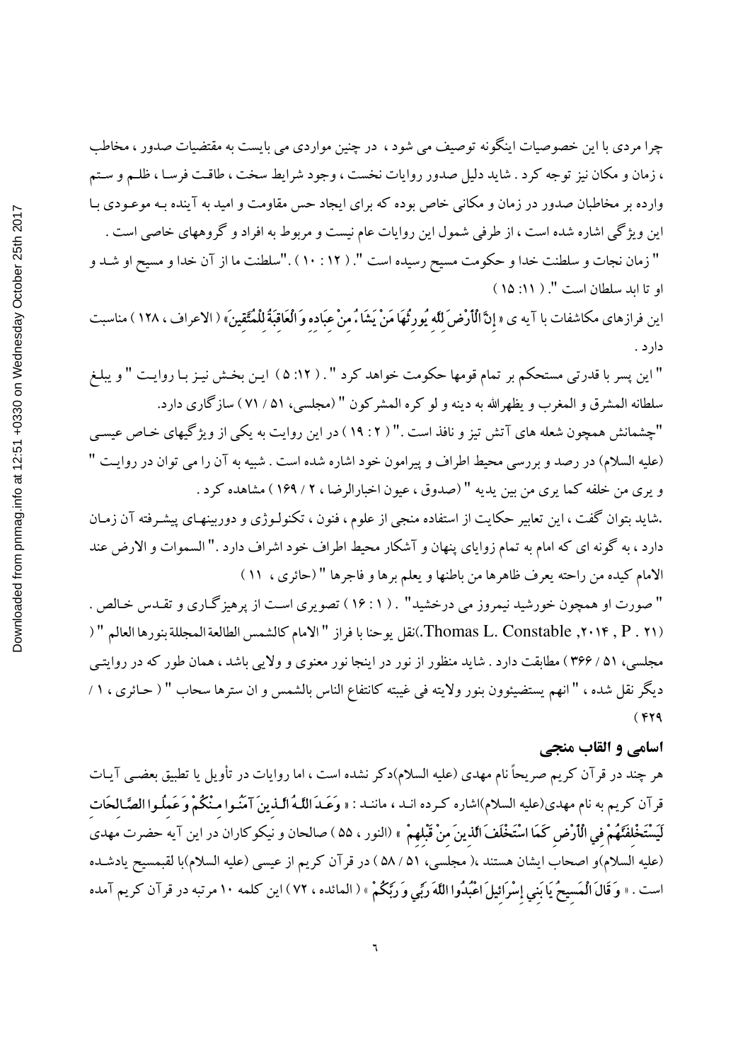چرا مردی با این خصوصیات اینگونه توصیف می شود ، در چنین مواردی می بایست به مقتضیات صدور ، مخاطب ، زمان و مکان نیز توجه کرد . شاید دلیل صدور روایات نخست ، وجود شرایط سخت ، طاقت فرسا ، ظلم و ستم وارده بر مخاطبان صدور در زمان و مکانی خاص بوده که برای ایجاد حس مقاومت و امید به آینده به موعودی با این ویژگی اشاره شده است ، از طرفی شمول این روایات عام نیست و مربوط به افراد و گروههای خاصی است .

" زمان نجات و سلطنت خدا و حکومت مسیح رسیده است ". ( ۱۲ : ۱۰ ) ."سلطنت ما از آن خدا و مسیح او شد و او تا ابد سلطان است ". ( ۱۱: ۱۵ )

این فرازهای مکاشفات با آیه ی « إِنَّ الْأَرْضَ لِلَّهِ يُورِثُهَا مَنْ يَشَاءُ مِنْ عِبَادِهِ وَالْعَاقِبَةُ لِلْمُتَّقِينَ» ( الاعراف ، ۱۲۸ ) مناسبت دارد .

" این پسر با قدرتی مستحکم بر تمام قومها حکومت خواهد کرد " . ( ۱۲: ۵ ) این بخش نیز با روایت " و يبلغ سلطانه المشرق و المغرب و يظهرالله به دينه و لو كره المشركون " (مجلسی، ۵۱ / ۷۱ ) سازگاری دارد.

"چشمانش همچون شعله های آتش تیز و نافذ است ." ( ۲ : ۱۹ ) در این روایت به یکی از ویژگیهای خاص عیسی (علیه السلام) در رصد و بررسی محیط اطراف و پیرامون خود اشاره شده است . شبیه به آن را می توان در روایت " و يرى من خلفه كما يرى من بين يديه " (صدوق ، عيون اخبارالرضا ، ۲ / ۱۶۹ ) مشاهده کرد .

.شاید بتوان گفت ، این تعابیر حکایت از استفاده منجی از علوم ، فنون ، تکنولوژی و دوربینهای پیشرفته آن زمان دارد ، به گونه ای که امام به تمام زوایای پنهان و آشکار محیط اطراف خود اشراف دارد ." السموات و الارض عند الامام كيده من راحته يعرف ظاهرها من باطنها و يعلم برها و فاجرها " (حائری ، ۱۱ )

" صورت او همچون خورشید نیمروز می درخشید" . ( ۱ : ۱۶ ) تصویری است از پرهیزگاری و تقدس خالص . (Thomas L. Constable ,۲۰۱۴ , P . ۲۱ )نقل یوحنا با فراز " الامام كالشمس الطالعة المجللة بنورها العالم " ( مجلسی، ۵۱ / ۳۶۶ ) مطابقت دارد . شاید منظور از نور در اینجا نور معنوی و ولایی باشد ، همان طور که در روایتی دیگر نقل شده ، " انهم يستضيئون بنور ولايته فى غيبته كانتفاع الناس بالشمس و ان سترها سحاب " ( حائری ، ۱ / ۴۲۹ )

## اسامی و القاب منجی

هر چند در قرآن کریم صریحاً نام مهدی (علیه السلام)ذکر نشده است ، اما روایات در تأویل یا تطبیق بعضی آیات قرآن کریم به نام مهدی(علیه السلام)اشاره کرده اند ، مانند : « وَعَدَ اللَّهُ الَّذِينَ آمَنُوا مِنْكُمْ وَعَمِلُوا الصَّالِحَاتِ لَيَسْتَخْلِفَنَّهُمْ فِي الْأَرْضِ كَمَا اسْتَخْلَفَ الَّذِينَ مِنْ قَبْلِهِمْ » (النور ، ۵۵ ) صالحان و نیکوکاران در این آیه حضرت مهدی (علیه السلام)و اصحاب ایشان هستند ،( مجلسی، ۵۱ / ۵۸ ) در قرآن کریم از عیسی (علیه السلام)با لقبمسیح یادشده است . « وَقَالَ الْمَسِيحُ يَا بَنِي إِسْرَائِيلَ اعْبُدُوا اللَّهَ رَبِّي وَرَبَّكُمْ » ( المائده ، ۷۲ ) این کلمه ۱۰ مرتبه در قرآن کریم آمده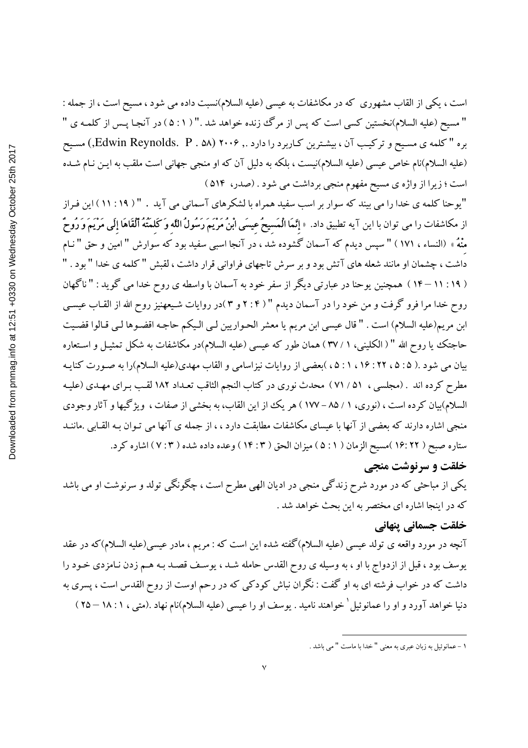است ، یکی از القاب مشهوری که در مکاشفات به عیسی (علیه السلام)نسبت داده می شود ، مسیح است ، از جمله : " مسیح (علیه السلام)نخستین کسی است که پس از مرگ زنده خواهد شد ." ( ۱ : ۵ ) در آنجا پس از کلمه ی " بره " کلمه ی مسیح و ترکیب آن ، بیشترین کاربرد را دارد ., ۲۰۰۶ (Edwin Reynolds. P . ۵۸,) مسیح (علیه السلام)نام خاص عیسی (علیه السلام)نیست ، بلکه به دلیل آن که او منجی جهانی است ملقب به این نام شده است ؛ زیرا از واژه ی مسیح مفهوم منجی برداشت می شود . (صدر، ۵۱۴ )

"یوحنا کلمه ی خدا را می بیند که سوار بر اسب سفید همراه با لشکرهای آسمانی می آید . " ( ۱۹ : ۱۱ ) این فراز از مکاشفات را می توان با این آیه تطبیق داد. « **إِنَّمَا الْمَسِيحُ عِيسَى ابْنُ مَرْيَمَ رَسُولُ اللَّهِ وَكَلِمَتُهُ أَلْقَاهَا إِلَى مَرْيَمَ وَرُوحٌ مِنْهُ** » (النساء ، ۱۷۱ ) " سپس دیدم که آسمان گشوده شد ، در آنجا اسبی سفید بود که سوارش " امین و حق " نام داشت ، چشمان او مانند شعله های آتش بود و بر سرش تاجهای فراوانی قرار داشت ، لقبش " کلمه ی خدا " بود . " ( ۱۹ : ۱۱ – ۱۴ ) همچنین یوحنا در عبارتی دیگر از سفر خود به آسمان با واسطه ی روح خدا می گوید : " ناگهان روح خدا مرا فرو گرفت و من خود را در آسمان دیدم " ( ۴ : ۲ و ۳ )در روایات شیعهنیز روح الله از القاب عیسی ابن مریم(علیه السلام) است . " قال عیسی ابن مریم یا معشر الحواریین لی الیکم حاجه اقضوها لی قالوا قضیت حاجتک یا روح الله " ( الکلینی، ۱ / ۳۷ ) همان طور که عیسی (علیه السلام)در مکاشفات به شکل تمثیل و استعاره بیان می شود .( ۵ : ۵ ، ۲۲ : ۱۶ ، ۱ : ۵ ، )بعضی از روایات نیزاسامی و القاب مهدی(علیه السلام)را به صورت کنایه مطرح کرده اند . (مجلسی ، ۵۱ / ۷۱ ) محدث نوری در کتاب النجم الثاقب تعداد ۱۸۲ لقب برای مهدی (علیه السلام)بیان کرده است ، (نوری، ۱ / ۸۵ – ۱۷۷ ) هر یک از این القاب، به بخشی از صفات ، ویژگیها و آثار وجودی منجی اشاره دارند که بعضی از آنها با عیسای مکاشفات مطابقت دارد ، ، از جمله ی آنها می توان به القابی .مانند ستاره صبح ( ۲۲: ۱۶ )مسیح الزمان ( ۱ : ۵ ) میزان الحق ( ۳ : ۱۴ ) وعده داده شده ( ۳ : ۷ ) اشاره کرد.

## خلقت و سرنوشت منجی

یکی از مباحثی که در مورد شرح زندگی منجی در ادیان الهی مطرح است ، چگونگی تولد و سرنوشت او می باشد که در اینجا اشاره ای مختصر به این بحث خواهد شد .

### خلقت جسمانی پنهانی

آنچه در مورد واقعه ی تولد عیسی (علیه السلام)گفته شده این است که : مریم ، مادر عیسی(علیه السلام)که در عقد یوسف بود ، قبل از ازدواج با او ، به وسیله ی روح القدس حامله شد ، یوسف قصد به هم زدن نامزدی خود را داشت که در خواب فرشته ای به او گفت : نگران نباش کودکی که در رحم اوست از روح القدس است ، پسری به دنیا خواهد آورد و او را عمانوئیل [1] خواهند نامید . یوسف او را عیسی (علیه السلام)نام نهاد .(متی ، ۱ : ۱۸ – ۲۵ )

---

۱ - عمانوئیل به زبان عبری به معنی " خدا با ماست " می باشد .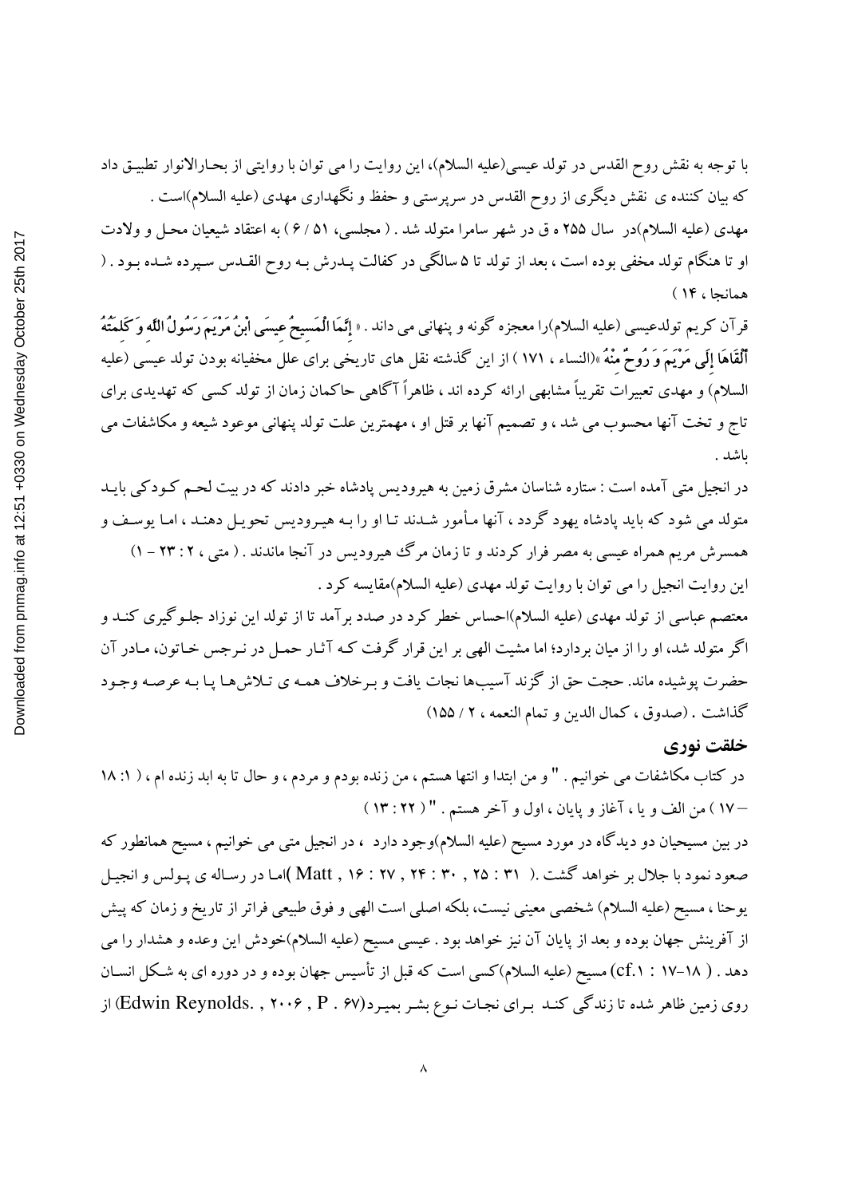با توجه به نقش روح القدس در تولد عیسی(علیه السلام)، این روایت را می توان با روایتی از بحارالانوار تطبیق داد که بیان کننده ی نقش دیگری از روح القدس در سرپرستی و حفظ و نگهداری مهدی (علیه السلام)است .

مهدی (علیه السلام)در سال ۲۵۵ ه ق در شهر سامرا متولد شد . ( مجلسی، ۵۱ / ۶ ) به اعتقاد شیعیان محل و ولادت او تا هنگام تولد مخفی بوده است ، بعد از تولد تا ۵ سالگی در کفالت پدرش به روح القدس سپرده شده بود . ( همانجا ، ۱۴ )

قرآن کریم تولدعیسی (علیه السلام)را معجزه گونه و پنهانی می داند . « **إِنَّمَا الْمَسِيحُ عِيسَى ابْنُ مَرْيَمَ رَسُولُ اللَّهِ وَكَلِمَتُهُ أَلْقَاهَا إِلَى مَرْيَمَ وَرُوحٌ مِنْهُ** »(النساء ، ۱۷۱ ) از این گذشته نقل های تاریخی برای علل مخفیانه بودن تولد عیسی (علیه السلام) و مهدی تعبیرات تقریباً مشابهی ارائه کرده اند ، ظاهراً آگاهی حاکمان زمان از تولد کسی که تهدیدی برای تاج و تخت آنها محسوب می شد ، و تصمیم آنها بر قتل او ، مهمترین علت تولد پنهانی موعود شیعه و مکاشفات می باشد .

در انجیل متی آمده است : ستاره شناسان مشرق زمین به هیرودیس پادشاه خبر دادند که در بیت لحم کودکی باید متولد می شود که باید پادشاه یهود گردد ، آنها مأمور شدند تا او را به هیرودیس تحویل دهند ، اما یوسف و همسرش مریم همراه عیسی به مصر فرار کردند و تا زمان مرگ هیرودیس در آنجا ماندند . ( متی ، ۲ : ۲۳ – ۱)

این روایت انجیل را می توان با روایت تولد مهدی (علیه السلام)مقایسه کرد .

معتصم عباسی از تولد مهدی (علیه السلام)احساس خطر کرد در صدد برآمد تا از تولد این نوزاد جلوگیری کند و اگر متولد شد، او را از میان بردارد؛ اما مشیت الهی بر این قرار گرفت که آثار حمل در نرجس خاتون، مادر آن حضرت پوشیده ماند. حجت حق از گزند آسیب‌ها نجات یافت و برخلاف همه ی تلاش‌ها پا به عرصه وجود گذاشت . (صدوق ، کمال الدین و تمام النعمه ، ۲ / ۱۵۵)

## خلقت نوری

در کتاب مکاشفات می خوانیم . " و من ابتدا و انتها هستم ، من زنده بودم و مردم ، و حال تا به ابد زنده ام ، ( ۱: ۱۸ – ۱۷ ) من الف و یا ، آغاز و پایان ، اول و آخر هستم . " ( ۲۲ : ۱۳ )

در بین مسیحیان دو دیدگاه در مورد مسیح (علیه السلام)وجود دارد ، در انجیل متی می خوانیم ، مسیح همانطور که صعود نمود با جلال بر خواهد گشت .( Matt , ۱۶ : ۲۷ , ۲۴ : ۳۰ , ۲۵ : ۳۱ )اما در رساله ی پولس و انجیل یوحنا ، مسیح (علیه السلام) شخصی معینی نیست، بلکه اصلی است الهی و فوق طبیعی فراتر از تاریخ و زمان که پیش از آفرینش جهان بوده و بعد از پایان آن نیز خواهد بود . عیسی مسیح (علیه السلام)خودش این وعده و هشدار را می دهد . ( cf.۱ : ۱۸-۱۷ ) مسیح (علیه السلام)کسی است که قبل از تأسیس جهان بوده و در دوره ای به شکل انسان روی زمین ظاهر شده تا زندگی کند برای نجات نوع بشر بمیرد(Edwin Reynolds. , ۲۰۰۶ , P . ۶۷) از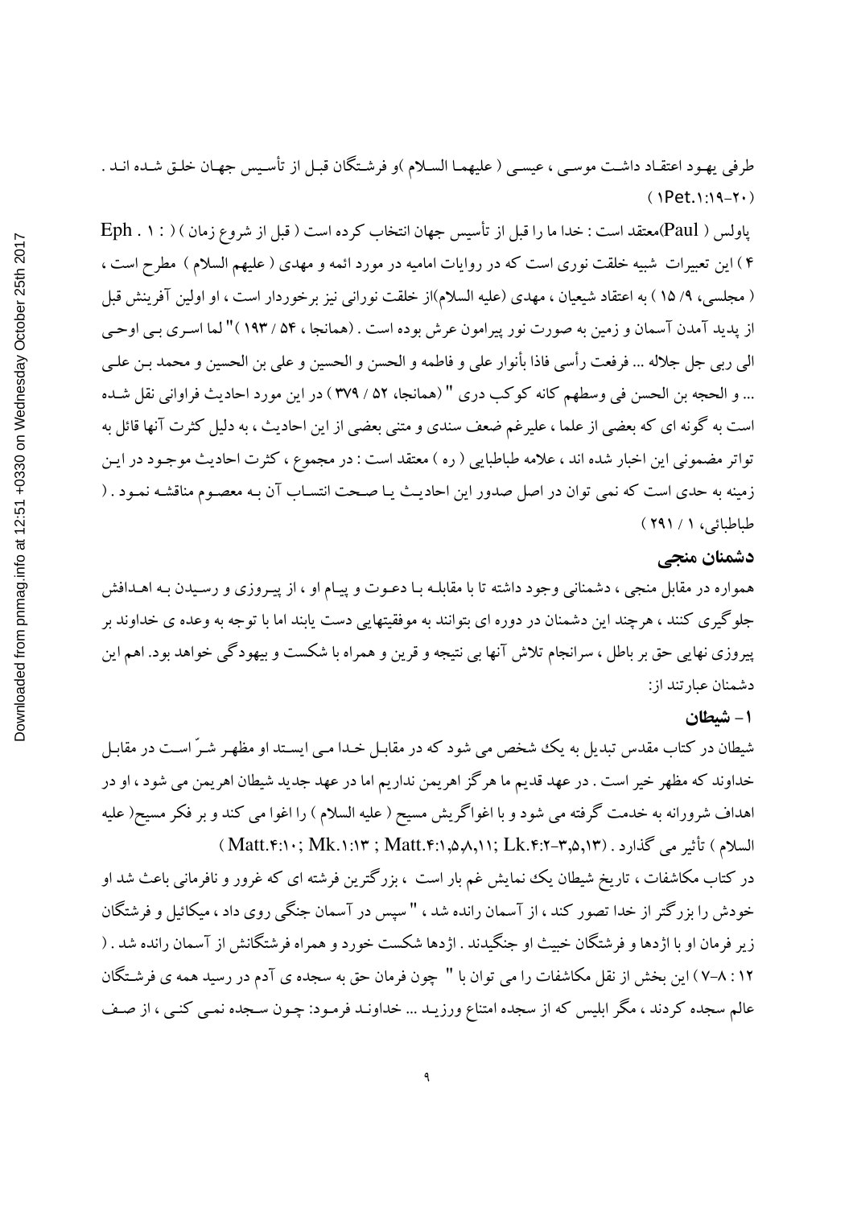طرفی یهود اعتقاد داشت موسی ، عیسی ( علیهما السلام )و فرشتگان قبل از تأسیس جهان خلق شده اند . ( 1Pet.۱:۱۹-۲۰ )

پاولس ( Paul)معتقد است : خدا ما را قبل از تأسیس جهان انتخاب کرده است ( قبل از شروع زمان ) ( Eph . ۱ : ۴ ) این تعبیرات شبیه خلقت نوری است که در روایات امامیه در مورد ائمه و مهدی ( علیهم السلام ) مطرح است ، ( مجلسی، ۹/ ۱۵ ) به اعتقاد شیعیان ، مهدی (علیه السلام)از خلقت نورانی نیز برخوردار است ، او اولین آفرینش قبل از پدید آمدن آسمان و زمین به صورت نور پیرامون عرش بوده است . (همانجا ، ۵۴ / ۱۹۳ )" لما اسری بی اوحی الی ربی جل جلاله ... فرفعت رأسی فاذا بأنوار علی و فاطمه و الحسن و الحسین و علی بن الحسین و محمد بن علی ... و الحجه بن الحسن فی وسطهم کانه کوکب دری " (همانجا، ۵۲ / ۳۷۹ ) در این مورد احادیث فراوانی نقل شده است به گونه ای که بعضی از علما ، علیرغم ضعف سندی و متنی بعضی از این احادیث ، به دلیل کثرت آنها قائل به تواتر مضمونی این اخبار شده اند ، علامه طباطبایی ( ره ) معتقد است : در مجموع ، کثرت احادیث موجود در این زمینه به حدی است که نمی توان در اصل صدور این احادیث یا صحت انتساب آن به معصوم مناقشه نمود . ( طباطبائی، ۱ / ۲۹۱ )

## دشمنان منجی

همواره در مقابل منجی ، دشمنانی وجود داشته تا با مقابله با دعوت و پیام او ، از پیروزی و رسیدن به اهدافش جلوگیری کنند ، هرچند این دشمنان در دوره ای بتوانند به موفقیتهایی دست یابند اما با توجه به وعده ی خداوند بر پیروزی نهایی حق بر باطل ، سرانجام تلاش آنها بی نتیجه و قرین و همراه با شکست و بیهودگی خواهد بود. اهم این دشمنان عبارتند از:

### ۱- شیطان

شیطان در کتاب مقدس تبدیل به یک شخص می شود که در مقابل خدا می ایستد او مظهر شرّ است در مقابل خداوند که مظهر خیر است . در عهد قدیم ما هرگز اهریمن نداریم اما در عهد جدید شیطان اهریمن می شود ، او در اهداف شرورانه به خدمت گرفته می شود و با اغواگریش مسیح ( علیه السلام ) را اغوا می کند و بر فکر مسیح( علیه السلام ) تأثیر می گذارد . (Matt.۴:۱۰; Mk.۱:۱۳ ; Matt.۴:۱,۵,۸,۱۱; Lk.۴:۲-۳,۵,۱۳ )

در کتاب مکاشفات ، تاریخ شیطان یک نمایش غم بار است ، بزرگترین فرشته ای که غرور و نافرمانی باعث شد او خودش را بزرگتر از خدا تصور کند ، از آسمان رانده شد ، " سپس در آسمان جنگی روی داد ، میکائیل و فرشتگان زیر فرمان او با اژدها و فرشتگان خبیث او جنگیدند . اژدها شکست خورد و همراه فرشتگانش از آسمان رانده شد . ( ۱۲ : ۸-۷ ) این بخش از نقل مکاشفات را می توان با " چون فرمان حق به سجده ی آدم در رسید همه ی فرشتگان عالم سجده کردند ، مگر ابلیس که از سجده امتناع ورزید ... خداوند فرمود: چون سجده نمی کنی ، از صف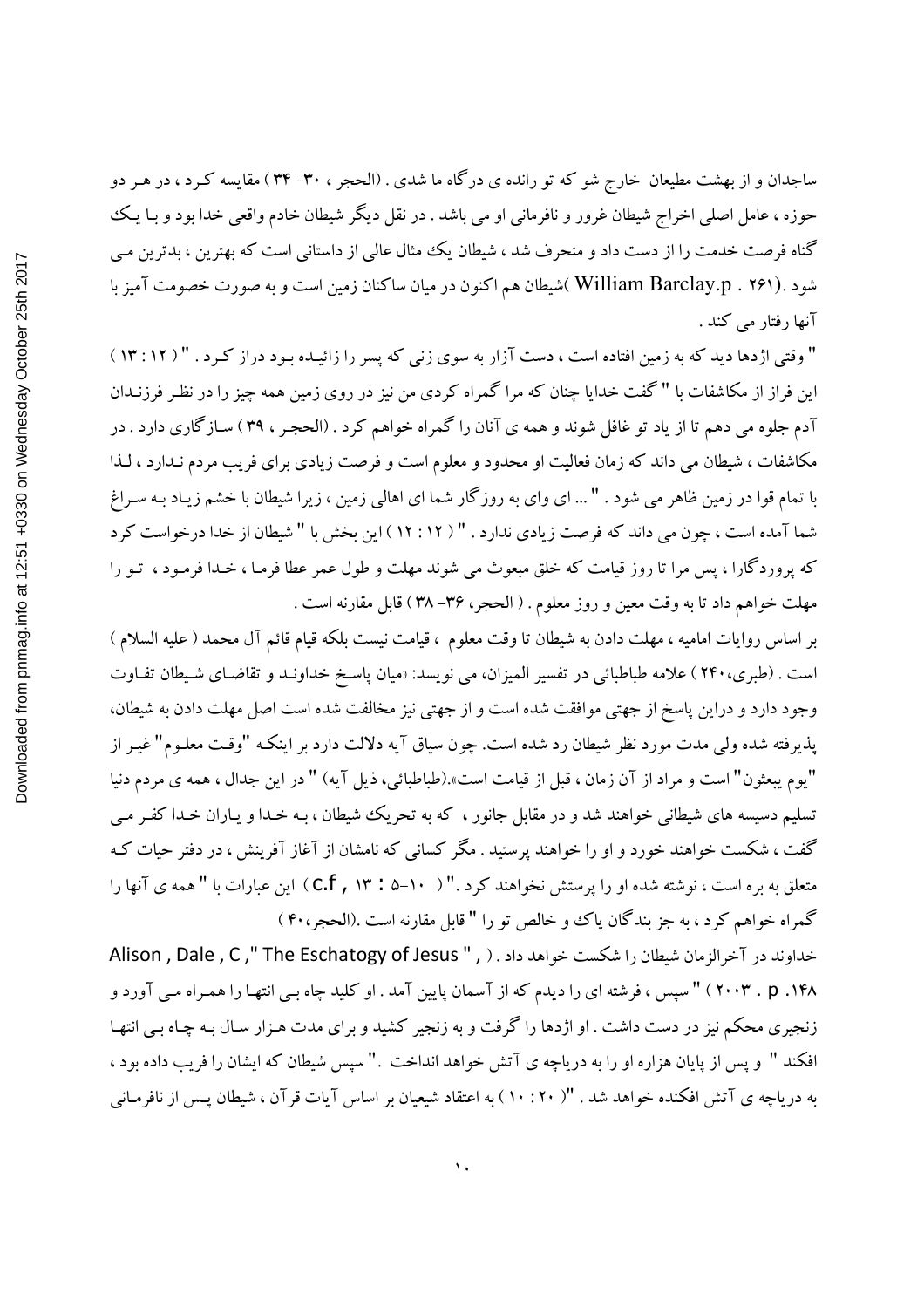ساجدان و از بهشت مطیعان خارج شو که تو رانده ی درگاه ما شدی . (الحجر ، ۳۰- ۳۴ ) مقایسه کـرد ، در هـر دو حوزه ، عامل اصلی اخراج شیطان غرور و نافرمانی او می باشد . در نقل دیگر شیطان خادم واقعی خدا بود و بـا یـک گناه فرصت خدمت را از دست داد و منحرف شد ، شیطان یک مثال عالی از داستانی است که بهترین ، بدترین مـی شود .(William Barclay.p . ۲۶۱ )شیطان هم اکنون در میان ساکنان زمین است و به صورت خصومت آمیز با آنها رفتار می کند .

" وقتی اژدها دید که به زمین افتاده است ، دست آزار به سوی زنی که پسر را زائیـده بـود دراز کـرد . " ( ۱۲ : ۱۳ ) این فراز از مکاشفات با " گفت خدایا چنان که مرا گمراه کردی من نیز در روی زمین همه چیز را در نظـر فرزنـدان آدم جلوه می دهم تا از یاد تو غافل شوند و همه ی آنان را گمراه خواهم کرد . (الحجـر ، ۳۹ ) سـازگاری دارد . در مکاشفات ، شیطان می داند که زمان فعالیت او محدود و معلوم است و فرصت زیادی برای فریب مردم نـدارد ، لـذا با تمام قوا در زمین ظاهر می شود . " ... ای وای به روزگار شما ای اهالی زمین ، زیرا شیطان با خشم زیـاد بـه سـراغ شما آمده است ، چون می داند که فرصت زیادی ندارد . " ( ۱۲ : ۱۲ ) این بخش با " شیطان از خدا درخواست کرد که پروردگارا ، پس مرا تا روز قیامت که خلق مبعوث می شوند مهلت و طول عمر عطا فرمـا ، خـدا فرمـود ، تـو را مهلت خواهم داد تا به وقت معین و روز معلوم . ( الحجر، ۳۶- ۳۸ ) قابل مقارنه است .

بر اساس روایات امامیه ، مهلت دادن به شیطان تا وقت معلوم ، قیامت نیست بلکه قیام قائم آل محمد ( علیه السلام ) است . (طبری،۲۴۰ ) علامه طباطبائی در تفسیر المیزان، می نویسد: «میان پاسـخ خداونـد و تقاضـای شـیطان تفـاوت وجود دارد و دراین پاسخ از جهتی موافقت شده است و از جهتی نیز مخالفت شده است اصل مهلت دادن به شیطان، پذیرفته شده ولی مدت مورد نظر شیطان رد شده است. چون سیاق آیه دلالت دارد بر اینکـه "وقـت معلـوم" غیـر از "یوم یبعثون" است و مراد از آن زمان ، قبل از قیامت است».(طباطبائی، ذیل آیه) " در این جدال ، همه ی مردم دنیا تسلیم دسیسه های شیطانی خواهند شد و در مقابل جانور ، که به تحریک شیطان ، بـه خـدا و یـاران خـدا کفـر مـی گفت ، شکست خواهند خورد و او را خواهند پرستید . مگر کسانی که نامشان از آغاز آفرینش ، در دفتر حیات کـه متعلق به بره است ، نوشته شده او را پرستش نخواهند کرد ." ( ۱۰-۵ : ۱۳ , c.f ) این عبارات با " همه ی آنها را گمراه خواهم کرد ، به جز بندگان پاک و خالص تو را " قابل مقارنه است .(الحجر،۴۰ )

خداوند در آخرالزمان شیطان را شکست خواهد داد . ( Alison , Dale , C ," The Eschatogy of Jesus " , ۲۰۰۳ . p .۱۴۸ ) " سپس ، فرشته ای را دیدم که از آسمان پایین آمد . او کلید چاه بـی انتهـا را همـراه مـی آورد و زنجیری محکم نیز در دست داشت . او اژدها را گرفت و به زنجیر کشید و برای مدت هـزار سـال بـه چـاه بـی انتهـا افکند " و پس از پایان هزاره او را به دریاچه ی آتش خواهد انداخت . " سپس شیطان که ایشان را فریب داده بود ، به دریاچه ی آتش افکنده خواهد شد . "( ۲۰ : ۱۰ ) به اعتقاد شیعیان بر اساس آیات قرآن ، شیطان پـس از نافرمـانی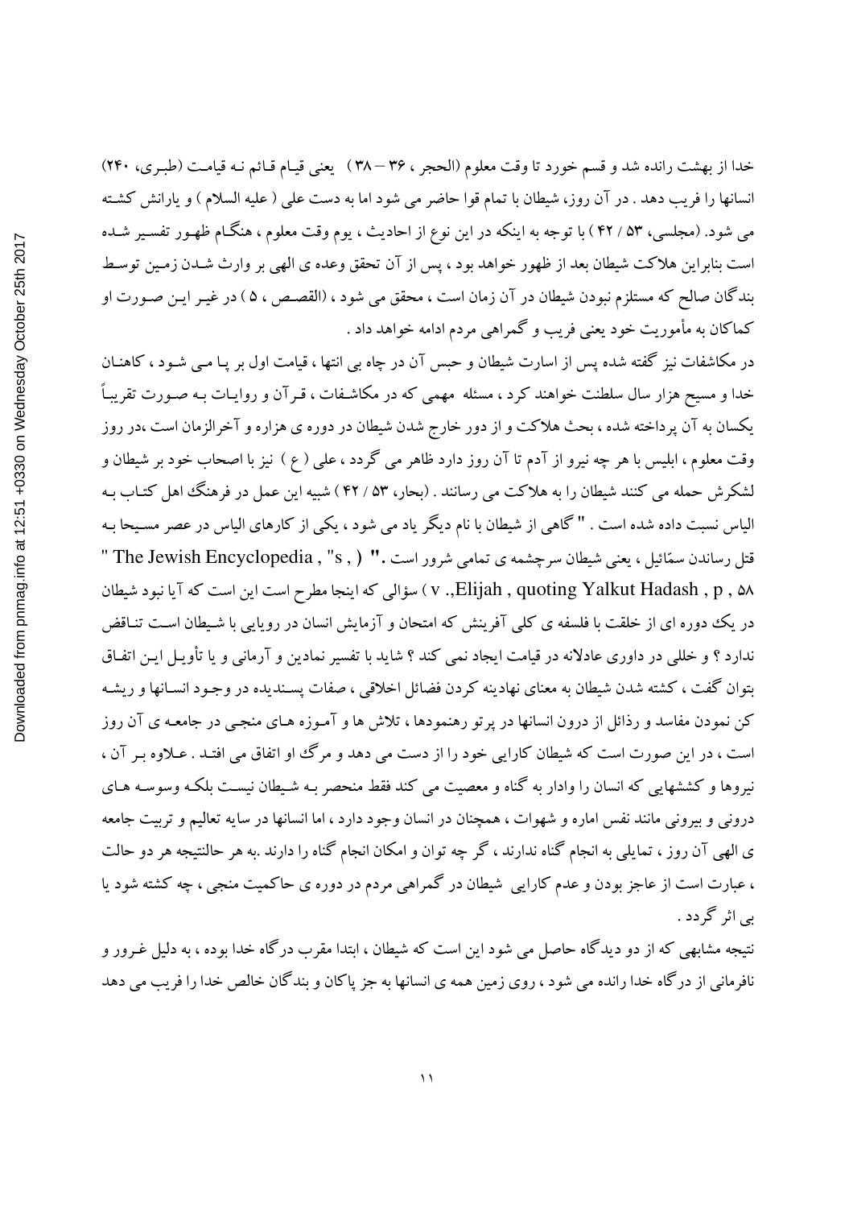خدا از بهشت رانده شد و قسم خورد تا وقت معلوم (الحجر ، ۳۶ – ۳۸ ) یعنی قیام قائم نه قیامت (طبری، ۲۴۰) انسانها را فریب دهد . در آن روز، شیطان با تمام قوا حاضر می شود اما به دست علی ( علیه السلام ) و یارانش کشته می شود. (مجلسی، ۵۳ / ۴۲ ) با توجه به اینکه در این نوع از احادیث ، یوم وقت معلوم ، هنگام ظهور تفسیر شده است بنابراین هلاکت شیطان بعد از ظهور خواهد بود ، پس از آن تحقق وعده ی الهی بر وارث شدن زمین توسط بندگان صالح که مستلزم نبودن شیطان در آن زمان است ، محقق می شود ، (القصص ، ۵ ) در غیر این صورت او کماکان به مأموریت خود یعنی فریب و گمراهی مردم ادامه خواهد داد .

در مکاشفات نیز گفته شده پس از اسارت شیطان و حبس آن در چاه بی انتها ، قیامت اول بر پا می شود ، کاهنان خدا و مسیح هزار سال سلطنت خواهند کرد ، مسئله مهمی که در مکاشفات ، قرآن و روایات به صورت تقریباً یکسان به آن پرداخته شده ، بحث هلاکت و از دور خارج شدن شیطان در دوره ی هزاره و آخرالزمان است ،در روز وقت معلوم ، ابلیس با هر چه نیرو از آدم تا آن روز دارد ظاهر می گردد ، علی ( ع ) نیز با اصحاب خود بر شیطان و لشکرش حمله می کنند شیطان را به هلاکت می رسانند . (بحار، ۵۳ / ۴۲ ) شبیه این عمل در فرهنگ اهل کتاب به الیاس نسبت داده شده است . " گاهی از شیطان با نام دیگر یاد می شود ، یکی از کارهای الیاس در عصر مسیحا به قتل رساندن سمّائیل ، یعنی شیطان سرچشمه ی تمامی شرور است ." ( The Jewish Encyclopedia , "s , " v ., Elijah , quoting Yalkut Hadash , p , ۵۸ ) سؤالی که اینجا مطرح است این است که آیا نبود شیطان در یک دوره ای از خلقت با فلسفه ی کلی آفرینش که امتحان و آزمایش انسان در رویایی با شیطان است تناقض ندارد ؟ و خللی در داوری عادلانه در قیامت ایجاد نمی کند ؟ شاید با تفسیر نمادین و آرمانی و یا تأویل این اتفاق بتوان گفت ، کشته شدن شیطان به معنای نهادینه کردن فضائل اخلاقی ، صفات پسندیده در وجود انسانها و ریشه کن نمودن مفاسد و رذائل از درون انسانها در پرتو رهنمودها ، تلاش ها و آموزه های منجی در جامعه ی آن روز است ، در این صورت است که شیطان کارایی خود را از دست می دهد و مرگ او اتفاق می افتد . علاوه بر آن ، نیروها و کششهایی که انسان را وادار به گناه و معصیت می کند فقط منحصر به شیطان نیست بلکه وسوسه های درونی و بیرونی مانند نفس اماره و شهوات ، همچنان در انسان وجود دارد ، اما انسانها در سایه تعالیم و تربیت جامعه ی الهی آن روز ، تمایلی به انجام گناه ندارند ، گر چه توان و امکان انجام گناه را دارند .به هر حالنتیجه هر دو حالت ، عبارت است از عاجز بودن و عدم کارایی شیطان در گمراهی مردم در دوره ی حاکمیت منجی ، چه کشته شود یا بی اثر گردد .

نتیجه مشابهی که از دو دیدگاه حاصل می شود این است که شیطان ، ابتدا مقرب درگاه خدا بوده ، به دلیل غرور و نافرمانی از درگاه خدا رانده می شود ، روی زمین همه ی انسانها به جز پاکان و بندگان خالص خدا را فریب می دهد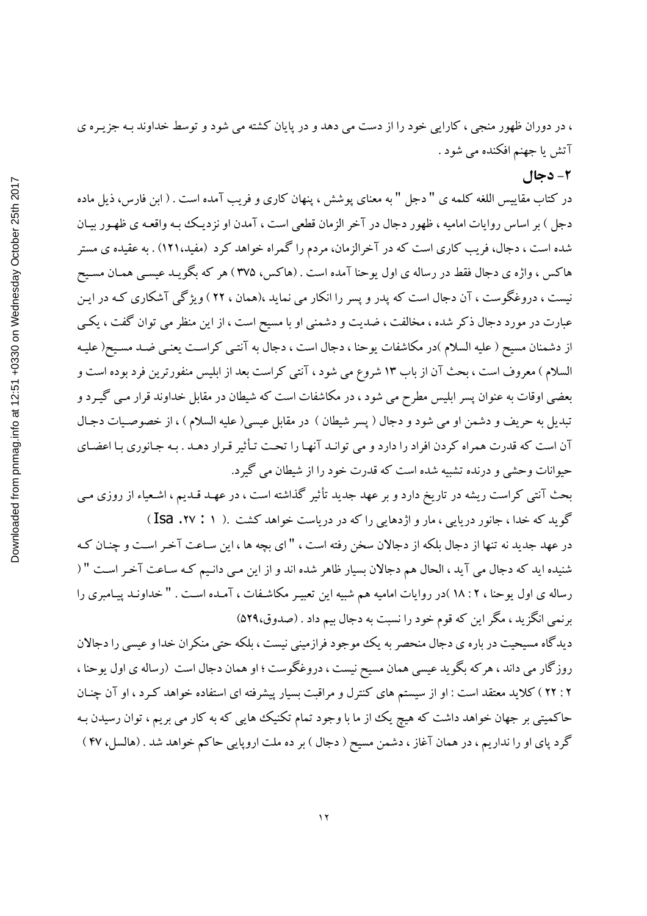، در دوران ظهور منجی ، کارایی خود را از دست می دهد و در پایان کشته می شود و توسط خداوند بـه جزیـره ی آتش یا جهنم افکنده می شود .

### ۲- دجال

در کتاب مقاییس اللغه کلمه ی " دجل " به معنای پوشش ، پنهان کاری و فریب آمده است . ( ابن فارس، ذیل ماده دجل ) بر اساس روایات امامیه ، ظهور دجال در آخر الزمان قطعی است ، آمدن او نزدیـک بـه واقعـه ی ظهـور بیـان شده است ، دجال، فریب کاری است که در آخرالزمان، مردم را گمراه خواهد کرد (مفید،۱۲۱) . به عقیده ی مستر هاکس ، واژه ی دجال فقط در رساله ی اول یوحنا آمده است . (هاکس، ۳۷۵ ) هر که بگویـد عیسـی همـان مسیح نیست ، دروغگوست ، آن دجال است که پدر و پسر را انکار می نماید ،(همان ، ۲۲ ) ویژگی آشکاری کـه در ایـن عبارت در مورد دجال ذکر شده ، مخالفت ، ضدیت و دشمنی او با مسیح است ، از این منظر می توان گفت ، یکـی از دشمنان مسیح ( علیه السلام )در مکاشفات یوحنا ، دجال است ، دجال به آنتـی کراسـت یعنـی ضـد مسـیح( علیـه السلام ) معروف است ، بحث آن از باب ۱۳ شروع می شود ، آنتی کراست بعد از ابلیس منفورترین فرد بوده است و بعضی اوقات به عنوان پسر ابلیس مطرح می شود ، در مکاشفات است که شیطان در مقابل خداوند قرار مـی گیـرد و تبدیل به حریف و دشمن او می شود و دجال ( پسر شیطان ) در مقابل عیسی( علیه السلام ) ، از خصوصـیات دجـال آن است که قدرت همراه کردن افراد را دارد و می توانـد آنهـا را تحـت تـأثیر قـرار دهـد . بـه جـانوری بـا اعضـای حیوانات وحشی و درنده تشبیه شده است که قدرت خود را از شیطان می گیرد.

بحث آنتی کراست ریشه در تاریخ دارد و بر عهد جدید تأثیر گذاشته است ، در عهـد قـدیم ، اشـعیاء از روزی مـی گوید که خدا ، جانور دریایی ، مار و اژدهایی را که در دریاست خواهد کشت .( ۱ : ۲۷، Isa )

در عهد جدید نه تنها از دجال بلکه از دجالان سخن رفته است ، " ای بچه ها ، این سـاعت آخـر اسـت و چنـان کـه شنیده اید که دجال می آید ، الحال هم دجالان بسیار ظاهر شده اند و از این مـی دانـیم کـه سـاعت آخـر اسـت " ( رساله ی اول یوحنا ، ۲ : ۱۸ )در روایات امامیه هم شبیه این تعبیـر مکاشـفات ، آمـده اسـت . " خداونـد پیـامبری را برنمی انگیزید ، مگر این که قوم خود را نسبت به دجال بیم داد . (صدوق،۵۲۹)

دیدگاه مسیحیت در باره ی دجال منحصر به یک موجود فرازمینی نیست ، بلکه حتی منکران خدا و عیسی را دجالان روزگار می داند ، هرکه بگوید عیسی همان مسیح نیست ، دروغگوست ؛ او همان دجال است (رساله ی اول یوحنا ، ۲ : ۲۲ ) کلاید معتقد است : او از سیستم های کنترل و مراقبت بسیار پیشرفته ای استفاده خواهد کـرد ، او آن چنـان حاکمیتی بر جهان خواهد داشت که هیچ یک از ما با وجود تمام تکنیک هایی که به کار می بریم ، توان رسیدن بـه گرد پای او را نداریم ، در همان آغاز ، دشمن مسیح ( دجال ) بر ده ملت اروپایی حاکم خواهد شد . (هالسل، ۴۷ )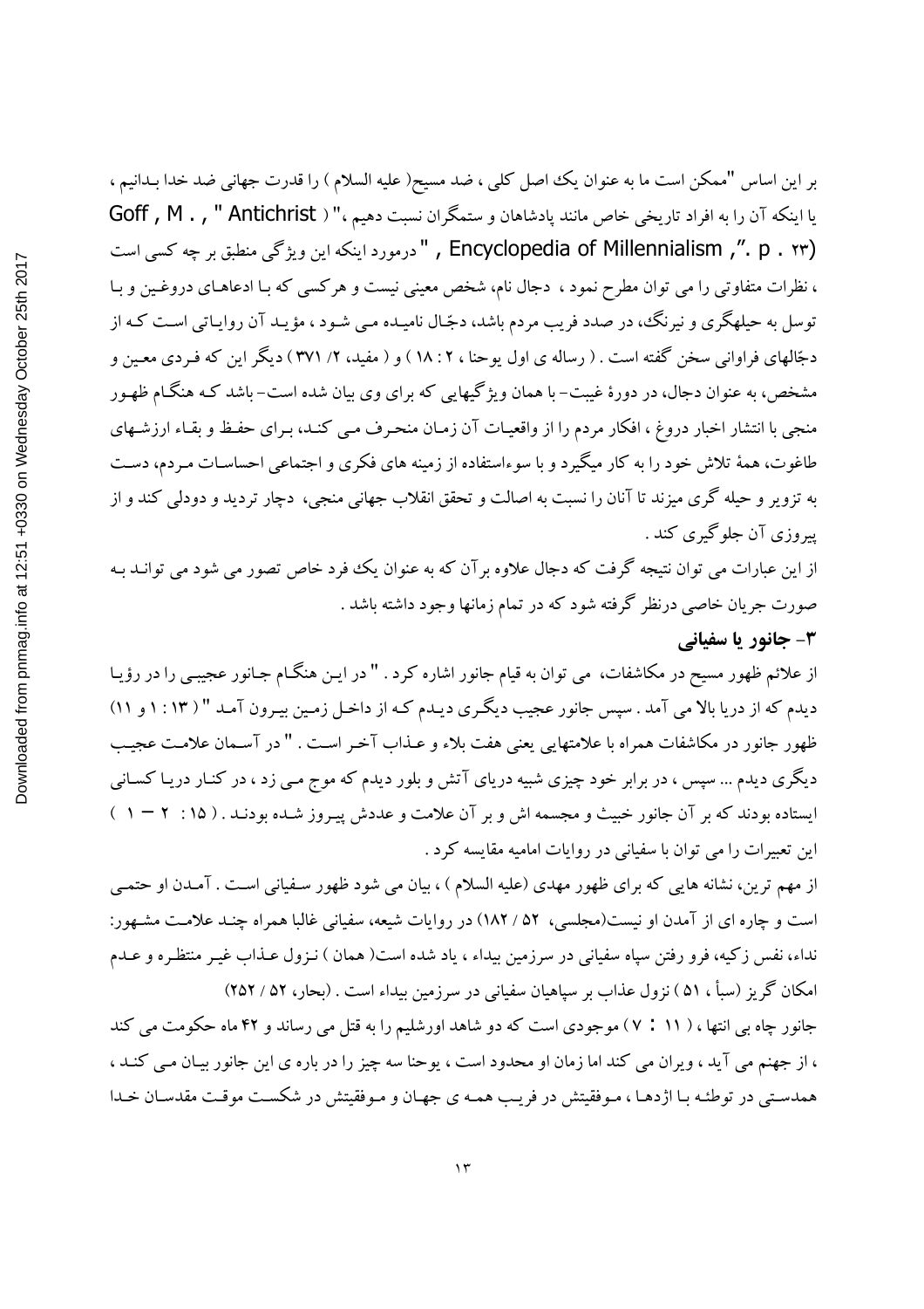بر این اساس "ممکن است ما به عنوان یک اصل کلی ، ضد مسیح( علیه السلام ) را قدرت جهانی ضد خدا بدانیم ، یا اینکه آن را به افراد تاریخی خاص مانند پادشاهان و ستمگران نسبت دهیم ،" ( Goff , M . , " Antichrist , Encyclopedia of Millennialism ,". p . ۲۳) " درمورد اینکه این ویژگی منطبق بر چه کسی است ، نظرات متفاوتی را می توان مطرح نمود ، دجال نام، شخص معینی نیست و هرکسی که با ادعاهای دروغین و با توسل به حیلهگری و نیرنگ، در صدد فریب مردم باشد، دجّال نامیده می شود ، مؤید آن روایاتی است که از دجّالهای فراوانی سخن گفته است . ( رساله ی اول یوحنا ، ۲ : ۱۸ ) و ( مفید، ۲/ ۳۷۱ ) دیگر این که فردی معین و مشخص، به عنوان دجال، در دورهٔ غیبت- با همان ویژگیهایی که برای وی بیان شده است- باشد که هنگام ظهور منجی با انتشار اخبار دروغ ، افکار مردم را از واقعیات آن زمان منحرف می کند، برای حفظ و بقاء ارزشهای طاغوت، همهٔ تلاش خود را به کار میگیرد و با سوءاستفاده از زمینه های فکری و اجتماعی احساسات مردم، دست به تزویر و حیله گری میزند تا آنان را نسبت به اصالت و تحقق انقلاب جهانی منجی، دچار تردید و دودلی کند و از پیروزی آن جلوگیری کند .

از این عبارات می توان نتیجه گرفت که دجال علاوه برآن که به عنوان یک فرد خاص تصور می شود می تواند به صورت جریان خاصی درنظر گرفته شود که در تمام زمانها وجود داشته باشد .

### ۳- جانور یا سفیانی

از علائم ظهور مسیح در مکاشفات، می توان به قیام جانور اشاره کرد . " در این هنگام جانور عجیبی را در رؤیا دیدم که از دریا بالا می آمد . سپس جانور عجیب دیگری دیدم که از داخل زمین بیرون آمد " ( ۱۳ : ۱ و ۱۱) ظهور جانور در مکاشفات همراه با علامتهایی یعنی هفت بلاء و عذاب آخر است . " در آسمان علامت عجیب دیگری دیدم ... سپس ، در برابر خود چیزی شبیه دریای آتش و بلور دیدم که موج می زد ، در کنار دریا کسانی ایستاده بودند که بر آن جانور خبیث و مجسمه اش و بر آن علامت و عددش پیروز شده بودند . ( ۱۵ : ۲ — ۱ )

این تعبیرات را می توان با سفیانی در روایات امامیه مقایسه کرد .

از مهم ترین، نشانه هایی که برای ظهور مهدی (علیه السلام ) ، بیان می شود ظهور سفیانی است . آمدن او حتمی است و چاره ای از آمدن او نیست(مجلسی، ۵۲ / ۱۸۲) در روایات شیعه، سفیانی غالبا همراه چند علامت مشهور: نداء، نفس زکیه، فرو رفتن سپاه سفیانی در سرزمین بیداء ، یاد شده است( همان ) نزول عذاب غیر منتظره و عدم امکان گریز (سبأ ، ۵۱ ) نزول عذاب بر سپاهیان سفیانی در سرزمین بیداء است . (بحار، ۵۲ / ۲۵۲)

جانور چاه بی انتها ، ( ۱۱ : ۷ ) موجودی است که دو شاهد اورشلیم را به قتل می رساند و ۴۲ ماه حکومت می کند ، از جهنم می آید ، ویران می کند اما زمان او محدود است ، یوحنا سه چیز را در باره ی این جانور بیان می کند ، همدستی در توطئه با اژدها ، موفقیتش در فریب همه ی جهان و موفقیتش در شکست موقت مقدسان خدا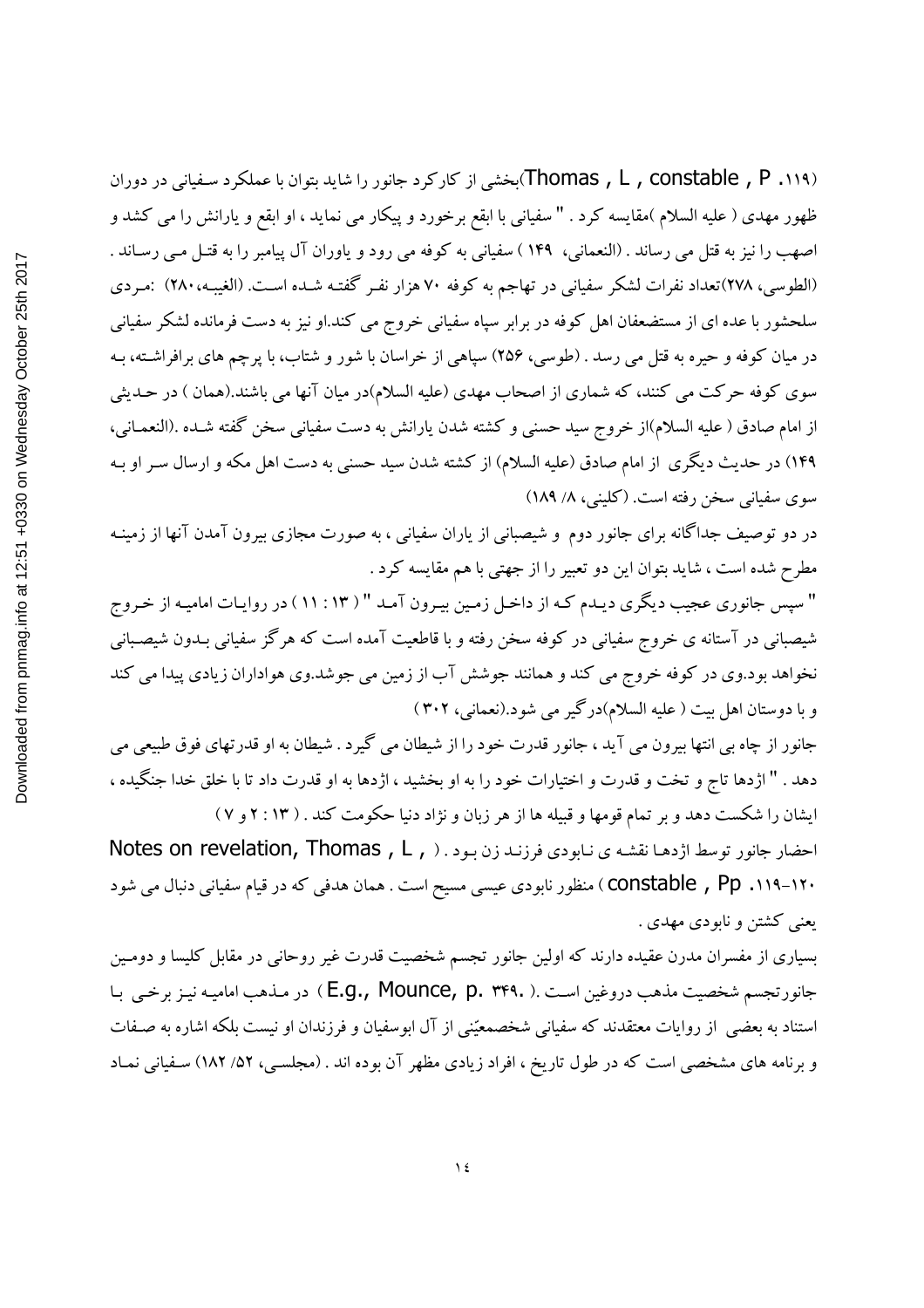(Thomas , L , constable , P .۱۱۹)بخشی از کارکرد جانور را شاید بتوان با عملکرد سفیانی در دوران ظهور مهدی ( علیه السلام )مقایسه کرد . " سفیانی با ابقع برخورد و پیکار می نماید ، او ابقع و یارانش را می کشد و اصهب را نیز به قتل می رساند . (النعمانی، ۱۴۹ ) سفیانی به کوفه می رود و یاوران آل پیامبر را به قتل می رساند . (الطوسی، ۲۷۸)تعداد نفرات لشکر سفیانی در تهاجم به کوفه ۷۰ هزار نفر گفته شده است. (الغیبه،۲۸۰) :مردی سلحشور با عده ای از مستضعفان اهل کوفه در برابر سپاه سفیانی خروج می کند.او نیز به دست فرمانده لشکر سفیانی در میان کوفه و حیره به قتل می رسد . (طوسی، ۲۵۶) سپاهی از خراسان با شور و شتاب، با پرچم های برافراشته، به سوی کوفه حرکت می کنند، که شماری از اصحاب مهدی (علیه السلام)در میان آنها می باشند.(همان ) در حدیثی از امام صادق ( علیه السلام)از خروج سید حسنی و کشته شدن یارانش به دست سفیانی سخن گفته شده .(النعمانی، ۱۴۹) در حدیث دیگری از امام صادق (علیه السلام) از کشته شدن سید حسنی به دست اهل مکه و ارسال سر او به سوی سفیانی سخن رفته است. (کلینی، ۸/ ۱۸۹)

در دو توصیف جداگانه برای جانور دوم و شیصبانی از یاران سفیانی ، به صورت مجازی بیرون آمدن آنها از زمینه مطرح شده است ، شاید بتوان این دو تعبیر را از جهتی با هم مقایسه کرد .

" سپس جانوری عجیب دیگری دیدم که از داخل زمین بیرون آمد " ( ۱۳ : ۱۱ ) در روایات امامیه از خروج شیصبانی در آستانه ی خروج سفیانی در کوفه سخن رفته و با قاطعیت آمده است که هرگز سفیانی بدون شیصبانی نخواهد بود.وی در کوفه خروج می کند و همانند جوشش آب از زمین می جوشد.وی هواداران زیادی پیدا می کند و با دوستان اهل بیت ( علیه السلام)درگیر می شود.(نعمانی، ۳۰۲ )

جانور از چاه بی انتها بیرون می آید ، جانور قدرت خود را از شیطان می گیرد . شیطان به او قدرتهای فوق طبیعی می دهد . " اژدها تاج و تخت و قدرت و اختیارات خود را به او بخشید ، اژدها به او قدرت داد تا با خلق خدا جنگیده ، ایشان را شکست دهد و بر تمام قومها و قبیله ها از هر زبان و نژاد دنیا حکومت کند . ( ۱۳ : ۲ و ۷ )

احضار جانور توسط اژدها نقشه ی نابودی فرزند زن بود . ( Notes on revelation, Thomas , L , constable , Pp .۱۱۹-۱۲۰ ) منظور نابودی عیسی مسیح است . همان هدفی که در قیام سفیانی دنبال می شود یعنی کشتن و نابودی مهدی .

بسیاری از مفسران مدرن عقیده دارند که اولین جانور تجسم شخصیت قدرت غیر روحانی در مقابل کلیسا و دومین جانورتجسم شخصیت مذهب دروغین است .( E.g., Mounce, p. ۳۴۹. ) در مذهب امامیه نیز برخی با استناد به بعضی از روایات معتقدند که سفیانی شخصمعیّنی از آل ابوسفیان و فرزندان او نیست بلکه اشاره به صفات و برنامه های مشخصی است که در طول تاریخ ، افراد زیادی مظهر آن بوده اند . (مجلسی، ۵۲/ ۱۸۲) سفیانی نماد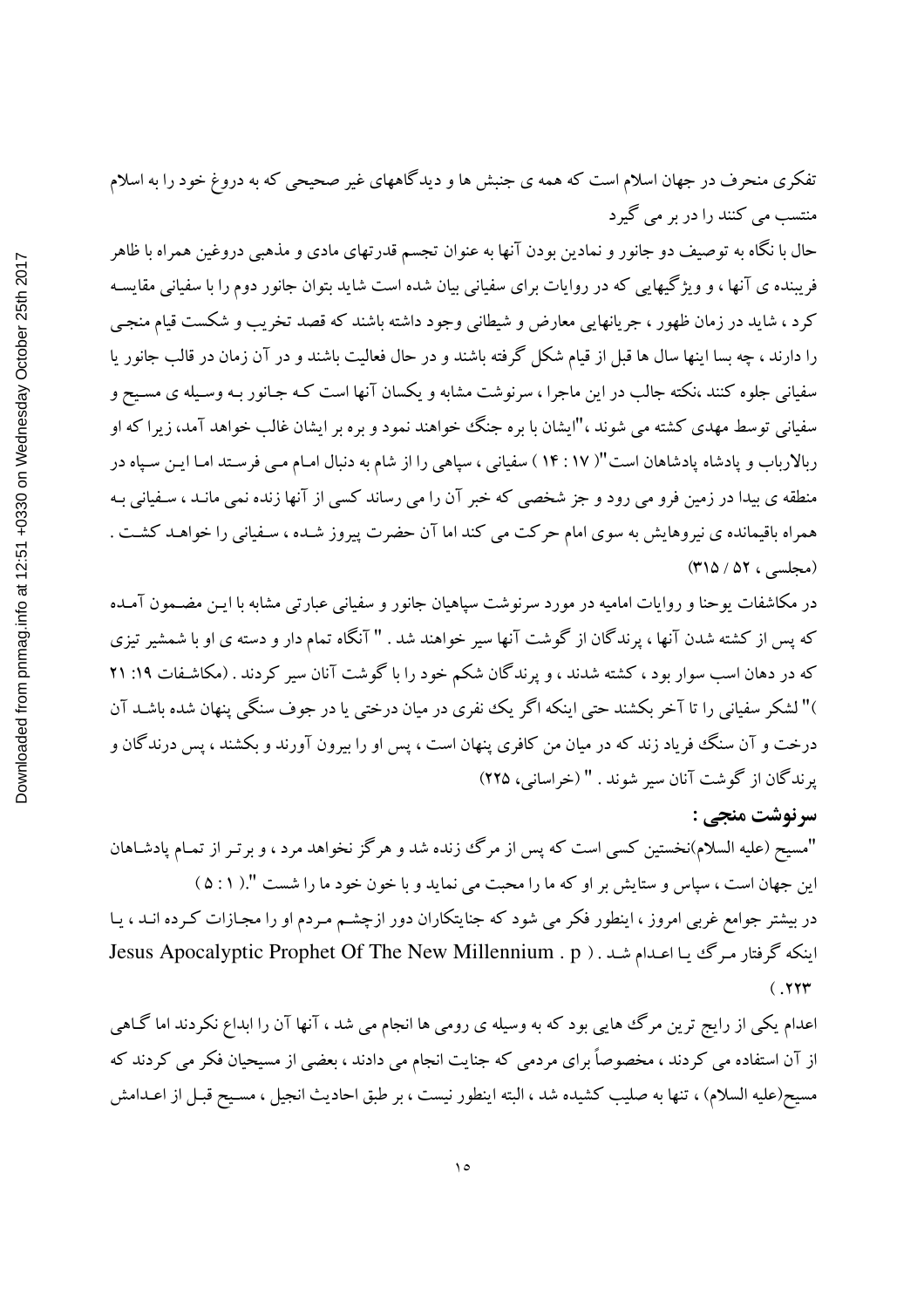تفکری منحرف در جهان اسلام است که همه ی جنبش ها و دیدگاههای غیر صحیحی که به دروغ خود را به اسلام منتسب می کنند را در بر می گیرد

حال با نگاه به توصیف دو جانور و نمادین بودن آنها به عنوان تجسم قدرتهای مادی و مذهبی دروغین همراه با ظاهر فریبنده ی آنها ، و ویژگیهایی که در روایات برای سفیانی بیان شده است شاید بتوان جانور دوم را با سفیانی مقایسه کرد ، شاید در زمان ظهور ، جریانهایی معارض و شیطانی وجود داشته باشند که قصد تخریب و شکست قیام منجی را دارند ، چه بسا اینها سال ها قبل از قیام شکل گرفته باشند و در حال فعالیت باشند و در آن زمان در قالب جانور یا سفیانی جلوه کنند ،نکته جالب در این ماجرا ، سرنوشت مشابه و یکسان آنها است کـه جـانور بـه وسـیله ی مسـیح و سفیانی توسط مهدی کشته می شوند ،"ایشان با بره جنگ خواهند نمود و بره بر ایشان غالب خواهد آمد، زیرا که او ربالارباب و پادشاه پادشاهان است"( ۱۷ : ۱۴ ) سفیانی ، سپاهی را از شام به دنبال امـام مـی فرسـتد امـا ایـن سـپاه در منطقه ی بیدا در زمین فرو می رود و جز شخصی که خبر آن را می رساند کسی از آنها زنده نمی مانـد ، سـفیانی بـه همراه باقیمانده ی نیروهایش به سوی امام حرکت می کند اما آن حضرت پیروز شـده ، سـفیانی را خواهـد کشـت . (مجلسی ، ۵۲ / ۳۱۵)

در مکاشفات یوحنا و روایات امامیه در مورد سرنوشت سپاهیان جانور و سفیانی عبارتی مشابه با ایـن مضـمون آمـده که پس از کشته شدن آنها ، پرندگان از گوشت آنها سیر خواهند شد . " آنگاه تمام دار و دسته ی او با شمشیر تیزی که در دهان اسب سوار بود ، کشته شدند ، و پرندگان شکم خود را با گوشت آنان سیر کردند . (مکاشـفات ۱۹: ۲۱ )" لشکر سفیانی را تا آخر بکشند حتی اینکه اگر یک نفری در میان درختی یا در جوف سنگی پنهان شده باشـد آن درخت و آن سنگ فریاد زند که در میان من کافری پنهان است ، پس او را بیرون آورند و بکشند ، پس درندگان و پرندگان از گوشت آنان سیر شوند . " (خراسانی، ۲۲۵)

### سرنوشت منجی :

"مسیح (علیه السلام)نخستین کسی است که پس از مرگ زنده شد و هرگز نخواهد مرد ، و برتـر از تمـام پادشـاهان این جهان است ، سپاس و ستایش بر او که ما را محبت می نماید و با خون خود ما را شست ".( ۱ : ۵ )

در بیشتر جوامع غربی امروز ، اینطور فکر می شود که جنایتکاران دور ازچشـم مـردم او را مجـازات کـرده انـد ، یـا اینکه گرفتار مـرگ یـا اعـدام شـد . ( Jesus Apocalyptic Prophet Of The New Millennium . p .۲۲۳ )

اعدام یکی از رایج ترین مرگ هایی بود که به وسیله ی رومی ها انجام می شد ، آنها آن را ابداع نکردند اما گـاهی از آن استفاده می کردند ، مخصوصاً برای مردمی که جنایت انجام می دادند ، بعضی از مسیحیان فکر می کردند که مسیح(علیه السلام) ، تنها به صلیب کشیده شد ، البته اینطور نیست ، بر طبق احادیث انجیل ، مسـیح قبـل از اعـدامش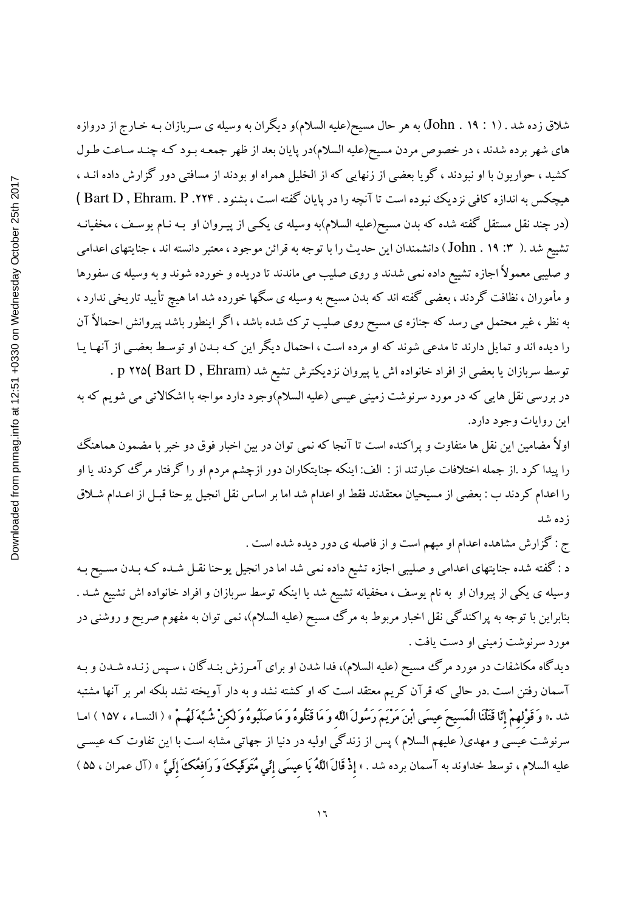شلاق زده شد . (۱ : ۱۹ . John) به هر حال مسیح(علیه السلام)و دیگران به وسیله ی سربازان بـه خـارج از دروازه های شهر برده شدند ، در خصوص مردن مسیح(علیه السلام)در پایان بعد از ظهر جمعـه بـود کـه چنـد سـاعت طـول کشید ، حواریون با او نبودند ، گویا بعضی از زنهایی که از الخلیل همراه او بودند از مسافتی دور گزارش داده انـد ، هیچکس به اندازه کافی نزدیک نبوده است تا آنچه را در پایان گفته است ، بشنود . Bart D , Ehram. P .۲۲۴ ) (در چند نقل مستقل گفته شده که بدن مسیح(علیه السلام)به وسیله ی یکـی از پیـروان او بـه نـام یوسـف ، مخفیانـه تشییع شد .( ۳: ۱۹ . John ) دانشمندان این حدیث را با توجه به قرائن موجود ، معتبر دانسته اند ، جنایتهای اعدامی و صلیبی معمولاً اجازه تشییع داده نمی شدند و روی صلیب می ماندند تا دریده و خورده شوند و به وسیله ی سفورها و مأموران ، نظافت گردند ، بعضی گفته اند که بدن مسیح به وسیله ی سگها خورده شد اما هیچ تأیید تاریخی ندارد ، به نظر ، غیر محتمل می رسد که جنازه ی مسیح روی صلیب ترک شده باشد ، اگر اینطور باشد پیروانش احتمالاً آن را دیده اند و تمایل دارند تا مدعی شوند که او مرده است ، احتمال دیگر این کـه بـدن او توسـط بعضـی از آنهـا یـا توسط سربازان یا بعضی از افراد خانواده اش یا پیروان نزدیکترش تشیع شد (Bart D , Ehram )۲۲۵ p .

در بررسی نقل هایی که در مورد سرنوشت زمینی عیسی (علیه السلام)وجود دارد مواجه با اشکالاتی می شویم که به این روایات وجود دارد.

اولاً مضامین این نقل ها متفاوت و پراکنده است تا آنجا که نمی توان در بین اخبار فوق دو خبر با مضمون هماهنگ را پیدا کرد .از جمله اختلافات عبارتند از : الف: اینکه جنایتکاران دور ازچشم مردم او را گرفتار مرگ کردند یا او را اعدام کردند ب : بعضی از مسیحیان معتقدند فقط او اعدام شد اما بر اساس نقل انجیل یوحنا قبـل از اعـدام شـلاق زده شد

ج : گزارش مشاهده اعدام او مبهم است و از فاصله ی دور دیده شده است .

د : گفته شده جنایتهای اعدامی و صلیبی اجازه تشیع داده نمی شد اما در انجیل یوحنا نقـل شـده کـه بـدن مسـیح بـه وسیله ی یکی از پیروان او به نام یوسف ، مخفیانه تشییع شد یا اینکه توسط سربازان و افراد خانواده اش تشییع شـد . بنابراین با توجه به پراکندگی نقل اخبار مربوط به مرگ مسیح (علیه السلام)، نمی توان به مفهوم صریح و روشنی در مورد سرنوشت زمینی او دست یافت .

دیدگاه مکاشفات در مورد مرگ مسیح (علیه السلام)، فدا شدن او برای آمـرزش بنـدگان ، سـپس زنـده شـدن و بـه آسمان رفتن است .در حالی که قرآن کریم معتقد است که او کشته نشد و به دار آویخته نشد بلکه امر بر آنها مشتبه شد .« وَقَوْلِهِمْ إِنَّا قَتَلْنَا الْمَسِيحَ عِيسَى ابْنَ مَرْيَمَ رَسُولَ اللَّهِ وَمَا قَتَلُوهُ وَمَا صَلَبُوهُ وَلَكِنْ شُبِّهَ لَهُمْ » ( النساء ، ۱۵۷ ) امـا سرنوشت عیسی و مهدی( علیهم السلام ) پس از زندگی اولیه در دنیا از جهاتی مشابه است با این تفاوت کـه عیسـی علیه السلام ، توسط خداوند به آسمان برده شد . « إِذْ قَالَ اللَّهُ يَا عِيسَى إِنِّي مُتَوَفِّيكَ وَرَافِعُكَ إِلَيَّ » (آل عمران ، ۵۵ )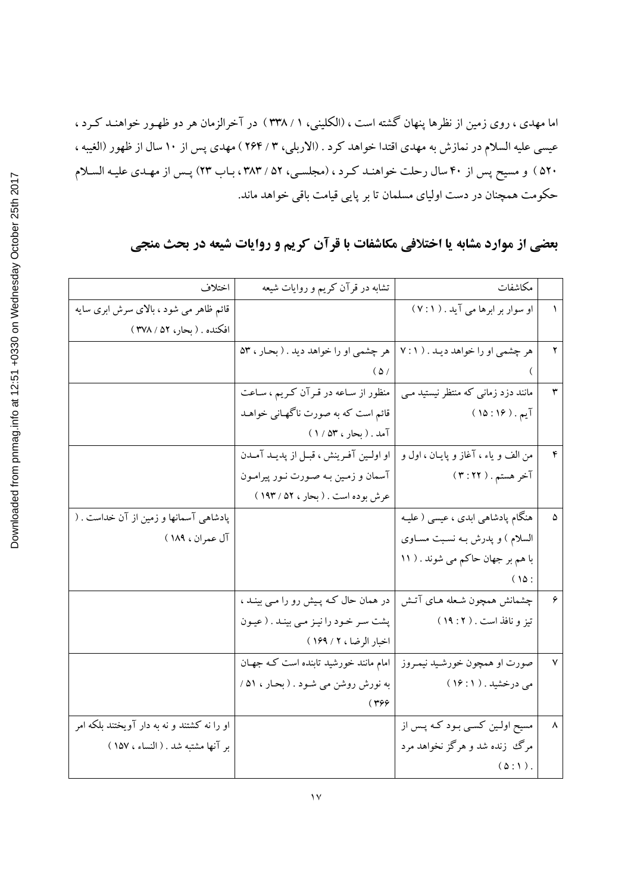اما مهدی ، روی زمین از نظرها پنهان گشته است ، (الکلینی، ۱ / ۳۳۸ ) در آخرالزمان هر دو ظهـور خواهنـد کـرد ، عیسی علیه السلام در نمازش به مهدی اقتدا خواهد کرد . (الاربلی، ۳ / ۲۶۴ ) مهدی پس از ۱۰ سال از ظهور (الغیبه ، ۵۲۰ ) و مسیح پس از ۴۰ سال رحلت خواهنـد کـرد ، (مجلسـی، ۵۲ / ۳۸۳ ، بـاب ۲۳) پـس از مهـدی علیـه السـلام حکومت همچنان در دست اولیای مسلمان تا بر پایی قیامت باقی خواهد ماند.

## بعضی از موارد مشابه یا اختلافی مکاشفات با قرآن کریم و روایات شیعه در بحث منجی

| | مکاشفات | تشابه در قرآن کریم و روایات شیعه | اختلاف |
|---|---|---|---|
| ۱ | او سوار بر ابرها می آید . ( ۱ : ۷ ) | | قائم ظاهر می شود ، بالای سرش ابری سایه افکنده . ( بحار، ۵۲ / ۳۷۸ ) |
| ۲ | هر چشمی او را خواهد دیـد . ( ۱ : ۷ ) | هر چشمی او را خواهد دید . ( بحـار ، ۵۳ / ۵ ) | |
| ۳ | مانند دزد زمانی که منتظر نیستید مـی آیم . ( ۱۶ : ۱۵ ) | منظور از سـاعه در قـرآن کـریم ، سـاعت قائم است که به صورت ناگهـانی خواهـد آمد . ( بحار ، ۵۳ / ۱ ) | |
| ۴ | من الف و یاء ، آغاز و پایان ، اول و آخر هستم . ( ۲۲ : ۳ ) | او اولـین آفـرینش ، قبـل از پدیـد آمـدن آسمان و زمـین بـه صـورت نـور پیرامـون عرش بوده است . ( بحار ، ۵۲ / ۱۹۳ ) | |
| ۵ | هنگام پادشاهی ابدی ، عیسی ( علیـه السلام ) و پدرش بـه نسـبت مسـاوی با هم بر جهان حاکم می شوند . ( ۱۱ : ۱۵ ) | | پادشاهی آسمانها و زمین از آن خداست . ( آل عمران ، ۱۸۹ ) |
| ۶ | چشمانش همچون شـعله هـای آتـش تیز و نافذ است . ( ۲ : ۱۹ ) | در همان حال کـه پـیش رو را مـی بینـد ، پشت سـر خـود را نیـز مـی بینـد . ( عیـون اخبار الرضا ، ۲ / ۱۶۹ ) | |
| ۷ | صورت او همچون خورشـید نیمـروز می درخشید . ( ۱ : ۱۶ ) | امام مانند خورشید تابنده است کـه جهـان به نورش روشن می شـود . ( بحـار ، ۵۱ / ۳۶۶ ) | |
| ۸ | مسیح اولـین کسـی بـود کـه پـس از مرگ زنده شد و هرگز نخواهد مرد . ( ۱ : ۵ ) | | او را نه کشتند و نه به دار آویختند بلکه امر بر آنها مشتبه شد . ( النساء ، ۱۵۷ ) |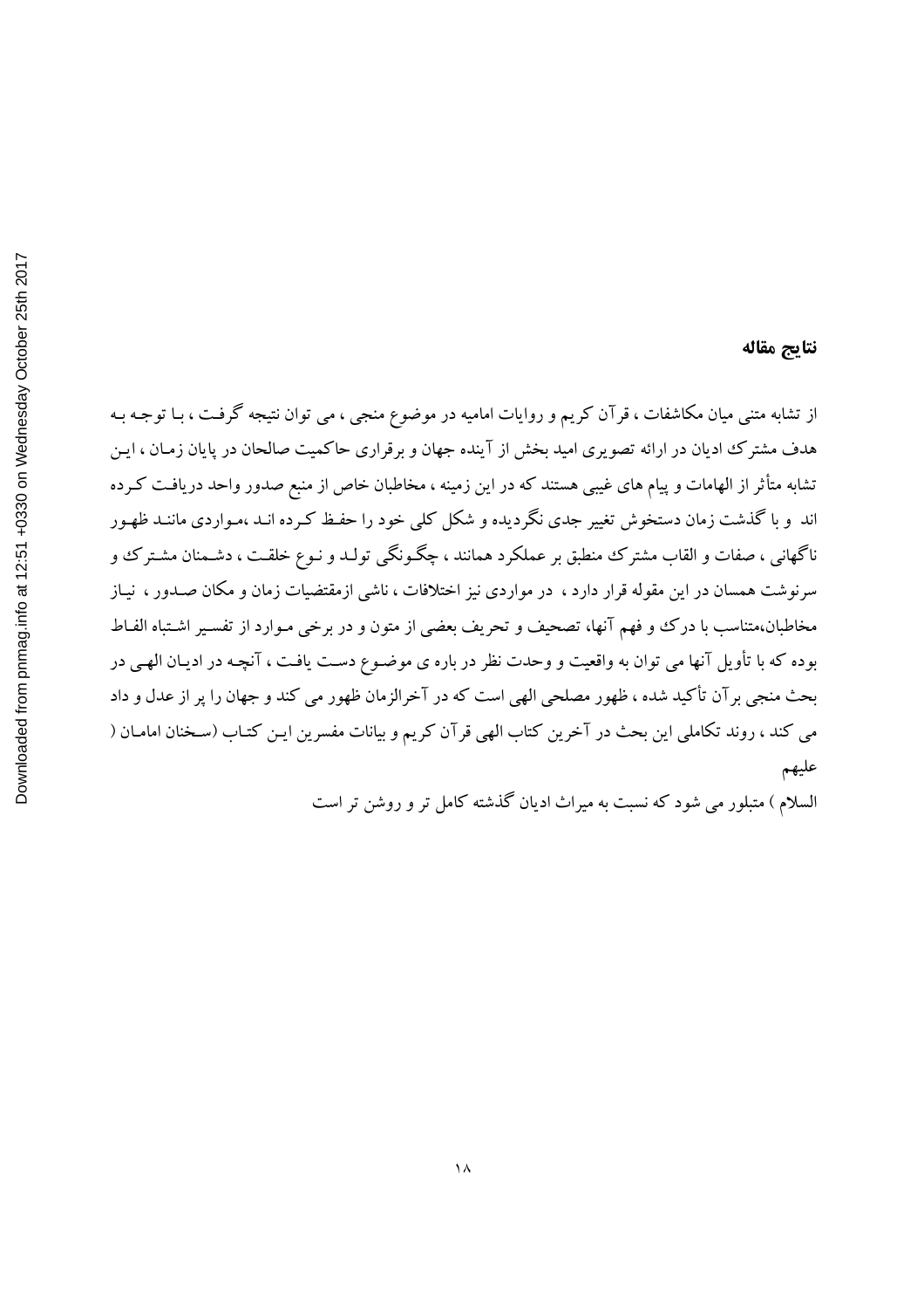### نتایج مقاله

از تشابه متنی میان مکاشفات ، قرآن کریم و روایات امامیه در موضوع منجی ، می توان نتیجه گرفت ، بـا توجـه بـه هدف مشترك ادیان در ارائه تصویری امید بخش از آینده جهان و برقراری حاکمیت صالحان در پایان زمـان ، ایـن تشابه متأثر از الهامات و پیام های غیبی هستند که در این زمینه ، مخاطبان خاص از منبع صدور واحد دریافت کـرده اند و با گذشت زمان دستخوش تغییر جدی نگردیده و شکل کلی خود را حفـظ کـرده انـد ،مـواردی ماننـد ظهـور ناگهانی ، صفات و القاب مشترك منطبق بر عملکرد همانند ، چگـونگی تولـد و نـوع خلقـت ، دشـمنان مشـترك و سرنوشت همسان در این مقوله قرار دارد ، در مواردی نیز اختلافات ، ناشی ازمقتضیات زمان و مکان صـدور ، نیـاز مخاطبان،متناسب با درك و فهم آنها، تصحیف و تحریف بعضی از متون و در برخی مـوارد از تفسـیر اشـتباه الفـاظ بوده که با تأویل آنها می توان به واقعیت و وحدت نظر در باره ی موضـوع دسـت یافـت ، آنچـه در ادیـان الهـی در بحث منجی برآن تأکید شده ، ظهور مصلحی الهی است که در آخرالزمان ظهور می کند و جهان را پر از عدل و داد می کند ، روند تکاملی این بحث در آخرین کتاب الهی قرآن کریم و بیانات مفسرین ایـن کتـاب (سـخنان امامـان ( علیهم

السلام ) متبلور می شود که نسبت به میراث ادیان گذشته کامل تر و روشن تر است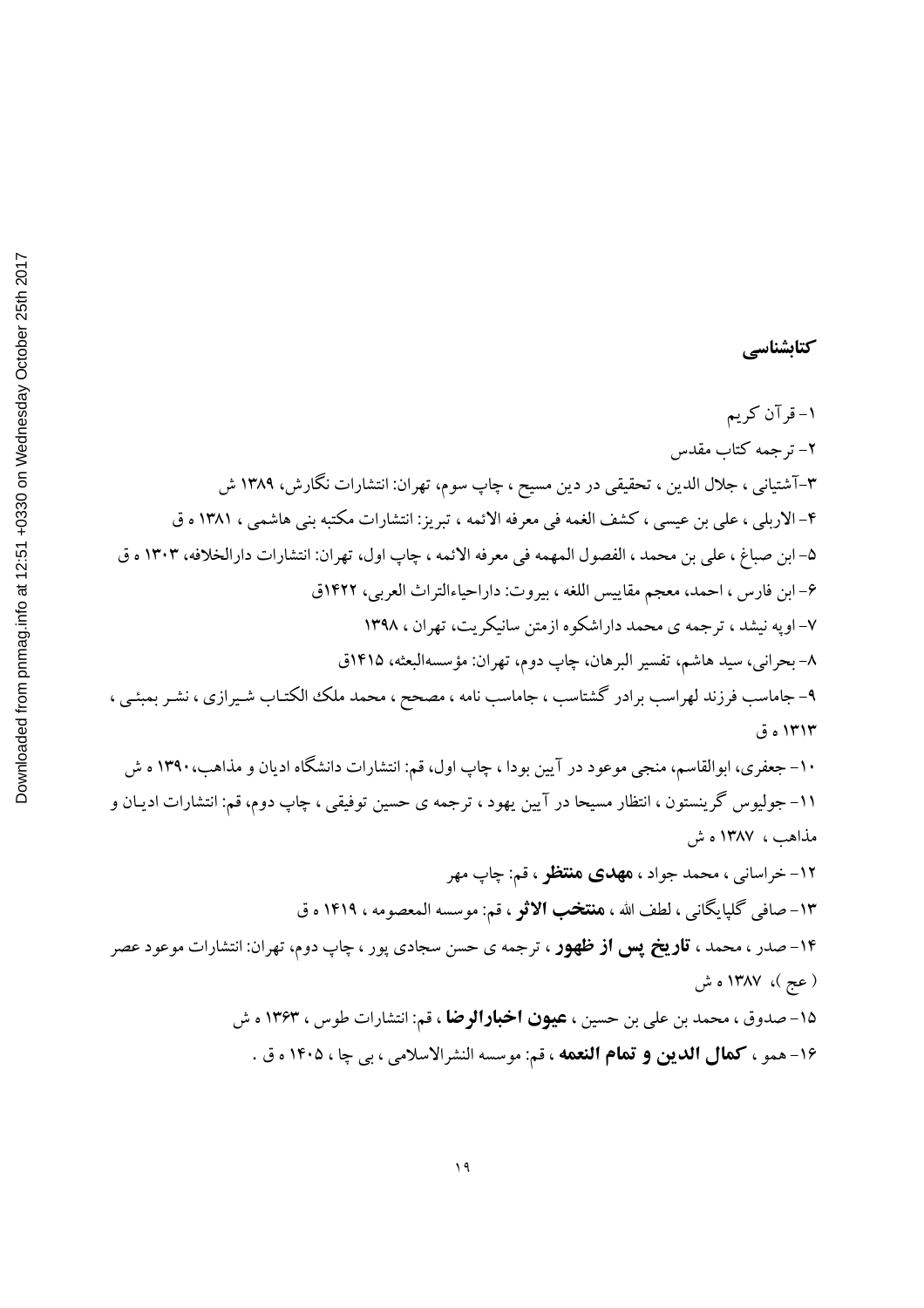## کتابشناسی

۱- قرآن کریم

۲- ترجمه کتاب مقدس

۳-آشتیانی ، جلال الدین ، تحقیقی در دین مسیح ، چاپ سوم، تهران: انتشارات نگارش، ۱۳۸۹ ش

۴- الاربلی ، علی بن عیسی ، کشف الغمه فی معرفه الائمه ، تبریز: انتشارات مکتبه بنی هاشمی ، ۱۳۸۱ ه ق

۵- ابن صباغ ، علی بن محمد ، الفصول المهمه فی معرفه الائمه ، چاپ اول، تهران: انتشارات دارالخلافه، ۱۳۰۳ ه ق

۶- ابن فارس ، احمد، معجم مقاییس اللغه ، بیروت: داراحیاءالتراث العربی، ۱۴۲۲ق

۷- اوپه نیشد ، ترجمه ی محمد داراشکوه ازمتن سانیکریت، تهران ، ۱۳۹۸

۸- بحرانی، سید هاشم، تفسیر البرهان، چاپ دوم، تهران: مؤسسه‌البعثه، ۱۴۱۵ق

۹- جاماسب فرزند لهراسب برادر گشتاسب ، جاماسب نامه ، مصحح ، محمد ملک الکتاب شیرازی ، نشر بمبئی ، ۱۳۱۳ ه ق

۱۰- جعفری، ابوالقاسم، منجی موعود در آیین بودا ، چاپ اول، قم: انتشارات دانشگاه ادیان و مذاهب، ۱۳۹۰ ه ش

۱۱- جولیوس گرینستون ، انتظار مسیحا در آیین یهود ، ترجمه ی حسین توفیقی ، چاپ دوم، قم: انتشارات ادیان و مذاهب ، ۱۳۸۷ ه ش

۱۲- خراسانی ، محمد جواد ، **مهدی منتظر** ، قم: چاپ مهر

۱۳- صافی گلپایگانی ، لطف الله ، **منتخب الاثر** ، قم: موسسه المعصومه ، ۱۴۱۹ ه ق

۱۴- صدر ، محمد ، **تاریخ پس از ظهور** ، ترجمه ی حسن سجادی پور ، چاپ دوم، تهران: انتشارات موعود عصر (عج )، ۱۳۸۷ ه ش

۱۵- صدوق ، محمد بن علی بن حسین ، **عیون اخبارالرضا** ، قم: انتشارات طوس ، ۱۳۶۳ ه ش

۱۶- همو ، **کمال الدین و تمام النعمه** ، قم: موسسه النشرالاسلامی ، بی چا ، ۱۴۰۵ ه ق .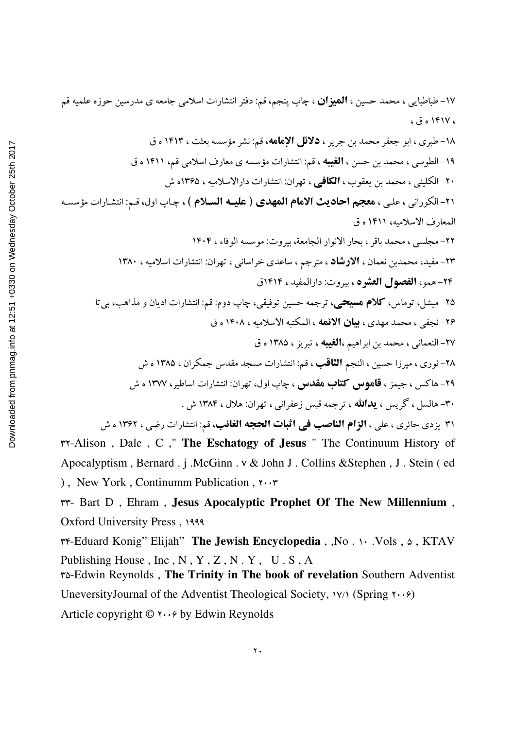۱۷- طباطبایی ، محمد حسین ، **المیزان** ، چاپ پنجم، قم: دفتر انتشارات اسلامی جامعه ی مدرسین حوزه علمیه قم ، ۱۴۱۷ ه ق ،

۱۸- طبری ، ابو جعفر محمد بن جریر ، **دلائل الإمامه**، قم: نشر مؤسسه بعثت ، ۱۴۱۳ ه ق

۱۹- الطوسی ، محمد بن حسن ، **الغیبه** ، قم: انتشارات مؤسسه ی معارف اسلامی قم، ۱۴۱۱ ه ق

۲۰- الکلینی ، محمد بن یعقوب ، **الکافی** ، تهران: انتشارات دارالاسلامیه ، ۱۳۶۵ه ش

۲۱- الکورانی ، علی ، **معجم احادیث الامام المهدی ( علیه السلام )** ، چاپ اول، قم: انتشارات مؤسسه المعارف الاسلامیه، ۱۴۱۱ ه ق

۲۲- مجلسی ، محمد باقر ، بحار الانوار الجامعة، بیروت: موسسه الوفاء ، ۱۴۰۴

۲۳- مفید، محمدبن نعمان ، **الارشاد** ، مترجم ، ساعدی خراسانی ، تهران: انتشارات اسلامیه ، ۱۳۸۰

۲۴- همو، **الفصول العشره** ، بیروت: دارالمفید ، ۱۴۱۴ق

۲۵- میشل، توماس، **کلام مسیحی**، ترجمه حسین توفیقی، چاپ دوم: قم: انتشارات ادیان و مذاهب، بی تا

۲۶- نجفی ، محمد مهدی ، **بیان الائمه** ، المکتبه الاسلامیه ، ۱۴۰۸ ه ق

۲۷- النعمانی ، محمد بن ابراهیم ،**الغیبه** ، تبریز ، ۱۳۸۵ ه ق

۲۸- نوری ، میرزا حسین ، النجم **الثاقب** ، قم: انتشارات مسجد مقدس جمکران ، ۱۳۸۵ ه ش

۲۹- هاکس ، جیمز ، **قاموس کتاب مقدس** ، چاپ اول، تهران: انتشارات اساطیر ، ۱۳۷۷ ه ش

۳۰- هالسل ، گریس ، **یدالله** ، ترجمه قبس زعفرانی ، تهران: هلال ، ۱۳۸۴ ش .

۳۱-یزدی حائری ، علی ، **الزام الناصب فی اثبات الحجه الغائب**، قم: انتشارات رضی ، ۱۳۶۲ ه ش

۳۲-Alison , Dale , C ," **The Eschatogy of Jesus** " The Continuum History of Apocalyptism , Bernard . j .McGinn . v & John J . Collins &Stephen , J . Stein ( ed ) , New York , Continumm Publication , ۲۰۰۳

۳۳- Bart D , Ehram , **Jesus Apocalyptic Prophet Of The New Millennium** , Oxford University Press , ۱۹۹۹

۳۴-Eduard Konig" Elijah" **The Jewish Encyclopedia** , ,No . ۱۰ .Vols , ۵ , KTAV Publishing House , Inc , N , Y , Z , N . Y , U . S , A

۳۵-Edwin Reynolds , **The Trinity in The book of revelation** Southern Adventist UneversityJournal of the Adventist Theological Society, ۱۷/۱ (Spring ۲۰۰۶)

Article copyright © ۲۰۰۶ by Edwin Reynolds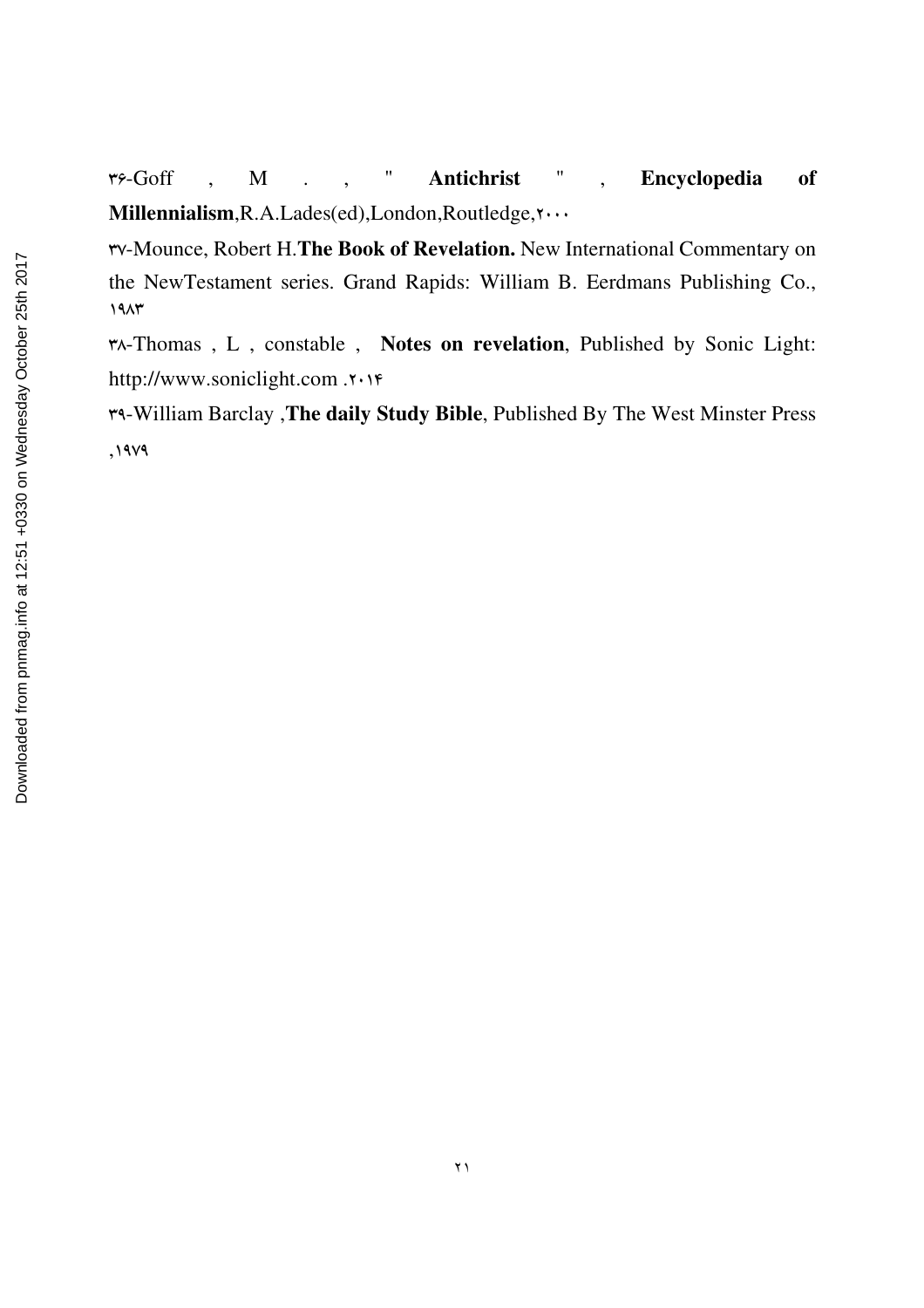۳۶-Goff , M . , " **Antichrist** " , **Encyclopedia of Millennialism**,R.A.Lades(ed),London,Routledge,۲۰۰۰

۳۷-Mounce, Robert H.**The Book of Revelation.** New International Commentary on the NewTestament series. Grand Rapids: William B. Eerdmans Publishing Co., ۱۹۸۳

۳۸-Thomas , L , constable , **Notes on revelation**, Published by Sonic Light: http://www.soniclight.com .۲۰۱۴

۳۹-William Barclay ,**The daily Study Bible**, Published By The West Minster Press ,۱۹۷۹